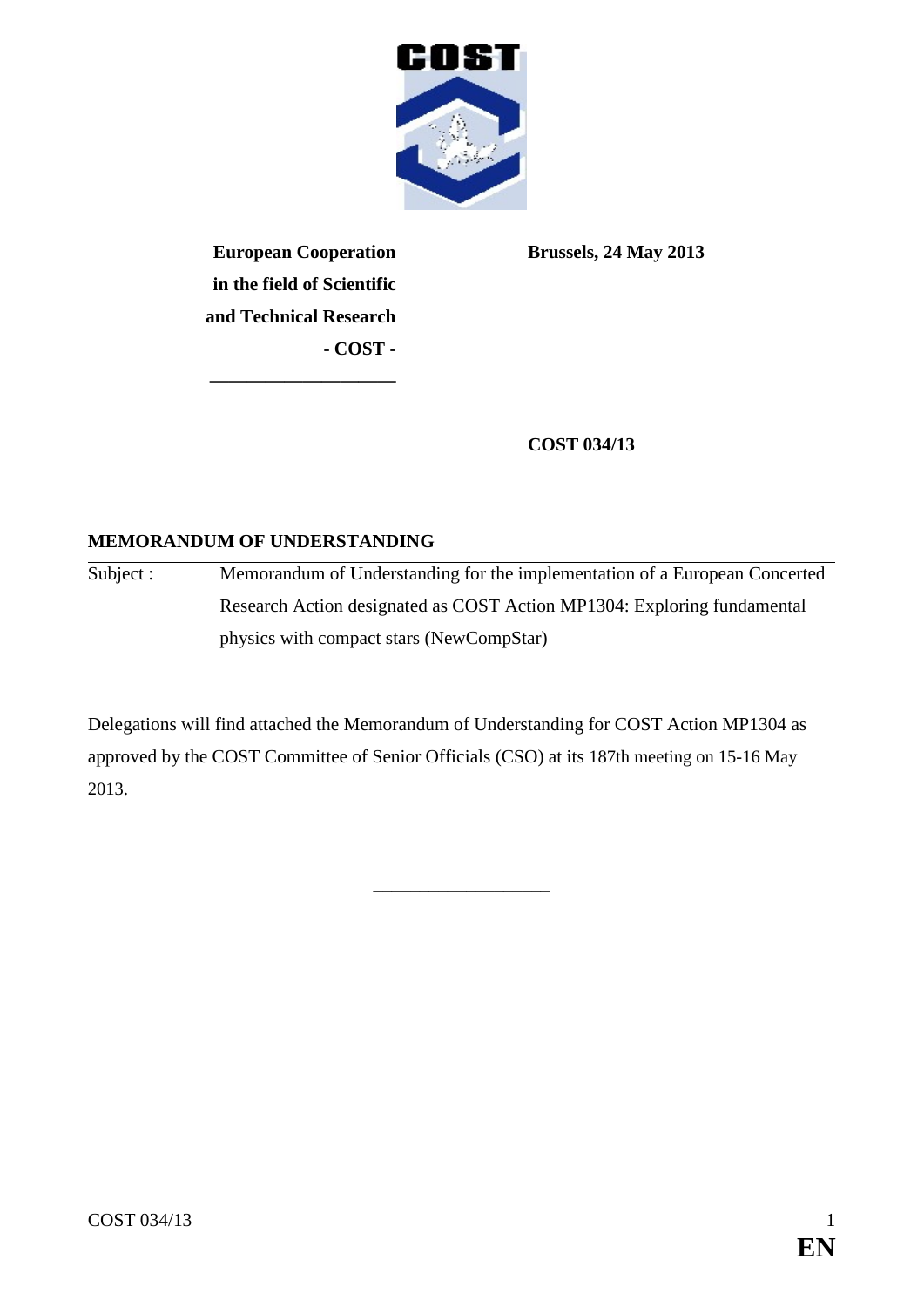**European Cooperation in the field of Scientific and Technical Research - COST -**

**Brussels, 24 May 2013**

**COST 034/13**

**MEMORANDUM OF UNDERSTANDING**

| | |
|---|---|
| Subject : | Memorandum of Understanding for the implementation of a European Concerted Research Action designated as COST Action MP1304: Exploring fundamental physics with compact stars (NewCompStar) |

Delegations will find attached the Memorandum of Understanding for COST Action MP1304 as approved by the COST Committee of Senior Officials (CSO) at its 187th meeting on 15-16 May 2013.

\_\_\_\_\_\_\_\_\_\_\_\_\_\_\_\_\_\_\_\_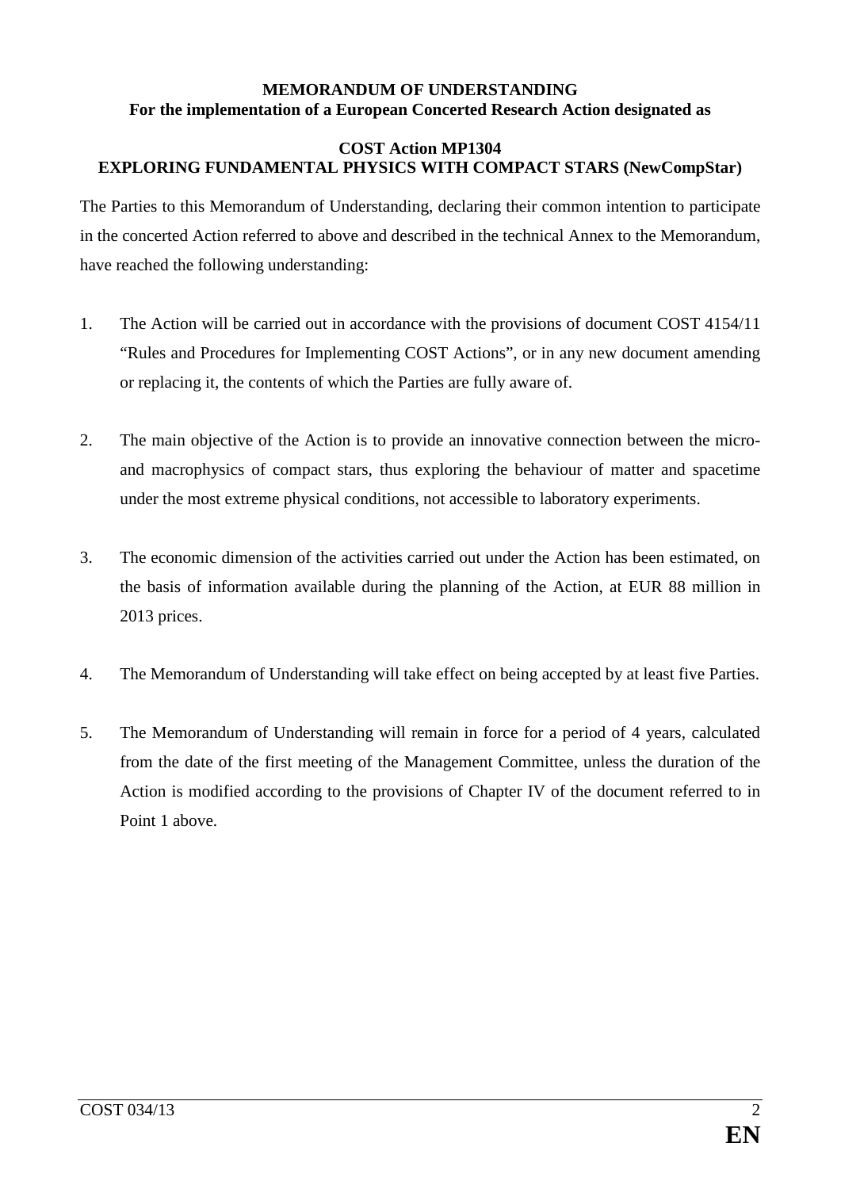**MEMORANDUM OF UNDERSTANDING**
**For the implementation of a European Concerted Research Action designated as**

**COST Action MP1304**
**EXPLORING FUNDAMENTAL PHYSICS WITH COMPACT STARS (NewCompStar)**

The Parties to this Memorandum of Understanding, declaring their common intention to participate in the concerted Action referred to above and described in the technical Annex to the Memorandum, have reached the following understanding:

1. The Action will be carried out in accordance with the provisions of document COST 4154/11 "Rules and Procedures for Implementing COST Actions", or in any new document amending or replacing it, the contents of which the Parties are fully aware of.

2. The main objective of the Action is to provide an innovative connection between the micro- and macrophysics of compact stars, thus exploring the behaviour of matter and spacetime under the most extreme physical conditions, not accessible to laboratory experiments.

3. The economic dimension of the activities carried out under the Action has been estimated, on the basis of information available during the planning of the Action, at EUR 88 million in 2013 prices.

4. The Memorandum of Understanding will take effect on being accepted by at least five Parties.

5. The Memorandum of Understanding will remain in force for a period of 4 years, calculated from the date of the first meeting of the Management Committee, unless the duration of the Action is modified according to the provisions of Chapter IV of the document referred to in Point 1 above.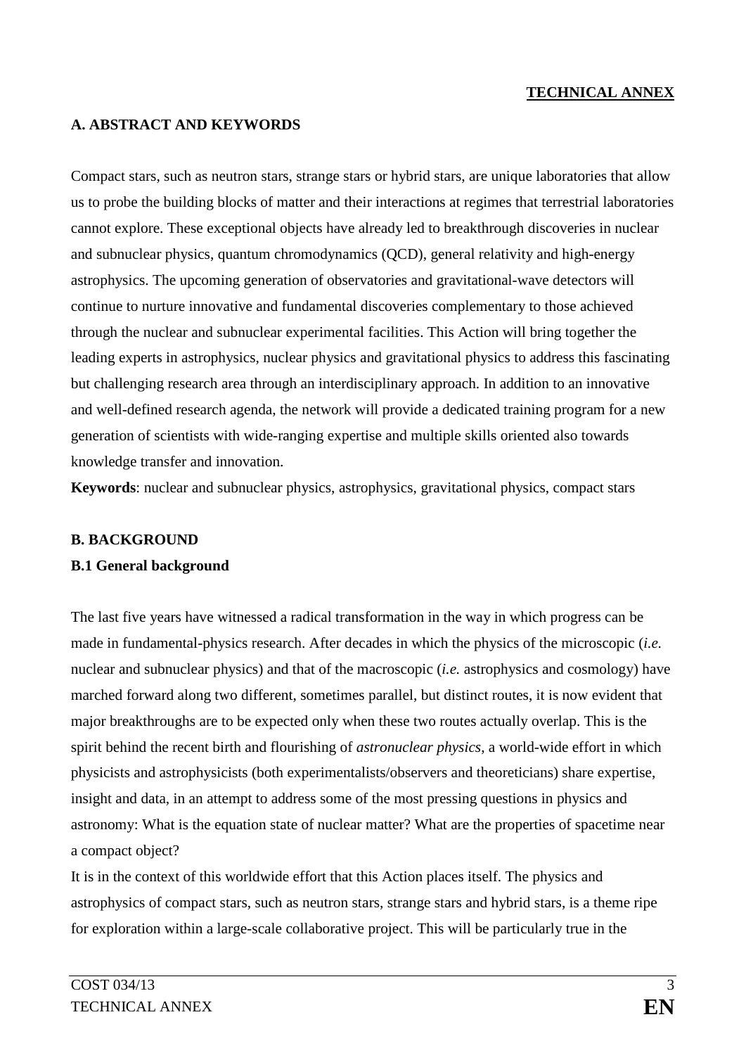**TECHNICAL ANNEX**

## A. ABSTRACT AND KEYWORDS

Compact stars, such as neutron stars, strange stars or hybrid stars, are unique laboratories that allow us to probe the building blocks of matter and their interactions at regimes that terrestrial laboratories cannot explore. These exceptional objects have already led to breakthrough discoveries in nuclear and subnuclear physics, quantum chromodynamics (QCD), general relativity and high-energy astrophysics. The upcoming generation of observatories and gravitational-wave detectors will continue to nurture innovative and fundamental discoveries complementary to those achieved through the nuclear and subnuclear experimental facilities. This Action will bring together the leading experts in astrophysics, nuclear physics and gravitational physics to address this fascinating but challenging research area through an interdisciplinary approach. In addition to an innovative and well-defined research agenda, the network will provide a dedicated training program for a new generation of scientists with wide-ranging expertise and multiple skills oriented also towards knowledge transfer and innovation.

**Keywords**: nuclear and subnuclear physics, astrophysics, gravitational physics, compact stars

## B. BACKGROUND

### B.1 General background

The last five years have witnessed a radical transformation in the way in which progress can be made in fundamental-physics research. After decades in which the physics of the microscopic (*i.e.* nuclear and subnuclear physics) and that of the macroscopic (*i.e.* astrophysics and cosmology) have marched forward along two different, sometimes parallel, but distinct routes, it is now evident that major breakthroughs are to be expected only when these two routes actually overlap. This is the spirit behind the recent birth and flourishing of *astronuclear physics*, a world-wide effort in which physicists and astrophysicists (both experimentalists/observers and theoreticians) share expertise, insight and data, in an attempt to address some of the most pressing questions in physics and astronomy: What is the equation state of nuclear matter? What are the properties of spacetime near a compact object?

It is in the context of this worldwide effort that this Action places itself. The physics and astrophysics of compact stars, such as neutron stars, strange stars and hybrid stars, is a theme ripe for exploration within a large-scale collaborative project. This will be particularly true in the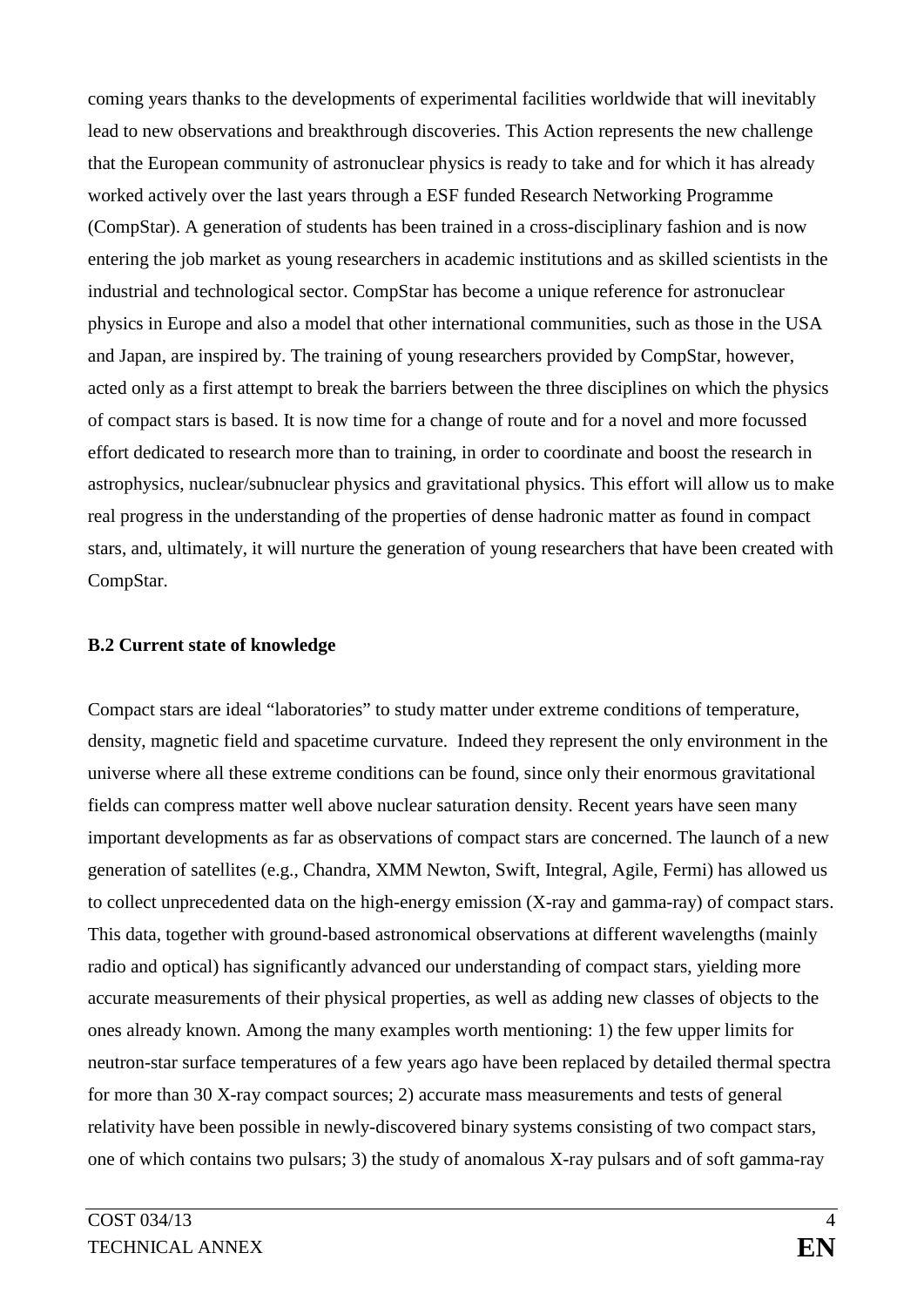coming years thanks to the developments of experimental facilities worldwide that will inevitably lead to new observations and breakthrough discoveries. This Action represents the new challenge that the European community of astronuclear physics is ready to take and for which it has already worked actively over the last years through a ESF funded Research Networking Programme (CompStar). A generation of students has been trained in a cross-disciplinary fashion and is now entering the job market as young researchers in academic institutions and as skilled scientists in the industrial and technological sector. CompStar has become a unique reference for astronuclear physics in Europe and also a model that other international communities, such as those in the USA and Japan, are inspired by. The training of young researchers provided by CompStar, however, acted only as a first attempt to break the barriers between the three disciplines on which the physics of compact stars is based. It is now time for a change of route and for a novel and more focussed effort dedicated to research more than to training, in order to coordinate and boost the research in astrophysics, nuclear/subnuclear physics and gravitational physics. This effort will allow us to make real progress in the understanding of the properties of dense hadronic matter as found in compact stars, and, ultimately, it will nurture the generation of young researchers that have been created with CompStar.

## B.2 Current state of knowledge

Compact stars are ideal "laboratories" to study matter under extreme conditions of temperature, density, magnetic field and spacetime curvature. Indeed they represent the only environment in the universe where all these extreme conditions can be found, since only their enormous gravitational fields can compress matter well above nuclear saturation density. Recent years have seen many important developments as far as observations of compact stars are concerned. The launch of a new generation of satellites (e.g., Chandra, XMM Newton, Swift, Integral, Agile, Fermi) has allowed us to collect unprecedented data on the high-energy emission (X-ray and gamma-ray) of compact stars. This data, together with ground-based astronomical observations at different wavelengths (mainly radio and optical) has significantly advanced our understanding of compact stars, yielding more accurate measurements of their physical properties, as well as adding new classes of objects to the ones already known. Among the many examples worth mentioning: 1) the few upper limits for neutron-star surface temperatures of a few years ago have been replaced by detailed thermal spectra for more than 30 X-ray compact sources; 2) accurate mass measurements and tests of general relativity have been possible in newly-discovered binary systems consisting of two compact stars, one of which contains two pulsars; 3) the study of anomalous X-ray pulsars and of soft gamma-ray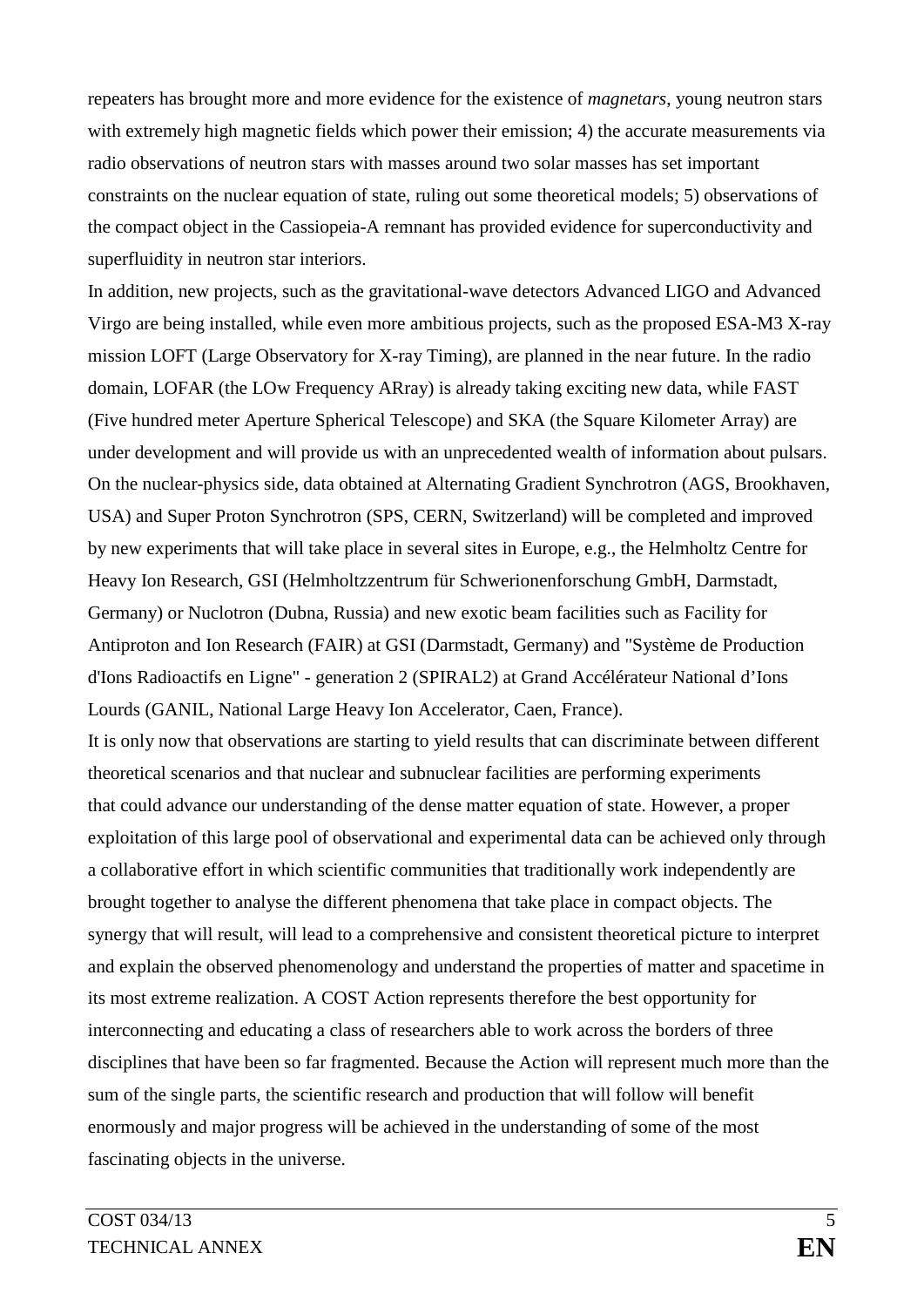repeaters has brought more and more evidence for the existence of *magnetars*, young neutron stars with extremely high magnetic fields which power their emission; 4) the accurate measurements via radio observations of neutron stars with masses around two solar masses has set important constraints on the nuclear equation of state, ruling out some theoretical models; 5) observations of the compact object in the Cassiopeia-A remnant has provided evidence for superconductivity and superfluidity in neutron star interiors.

In addition, new projects, such as the gravitational-wave detectors Advanced LIGO and Advanced Virgo are being installed, while even more ambitious projects, such as the proposed ESA-M3 X-ray mission LOFT (Large Observatory for X-ray Timing), are planned in the near future. In the radio domain, LOFAR (the LOw Frequency ARray) is already taking exciting new data, while FAST (Five hundred meter Aperture Spherical Telescope) and SKA (the Square Kilometer Array) are under development and will provide us with an unprecedented wealth of information about pulsars. On the nuclear-physics side, data obtained at Alternating Gradient Synchrotron (AGS, Brookhaven, USA) and Super Proton Synchrotron (SPS, CERN, Switzerland) will be completed and improved by new experiments that will take place in several sites in Europe, e.g., the Helmholtz Centre for Heavy Ion Research, GSI (Helmholtzzentrum für Schwerionenforschung GmbH, Darmstadt, Germany) or Nuclotron (Dubna, Russia) and new exotic beam facilities such as Facility for Antiproton and Ion Research (FAIR) at GSI (Darmstadt, Germany) and "Système de Production d'Ions Radioactifs en Ligne" - generation 2 (SPIRAL2) at Grand Accélérateur National d'Ions Lourds (GANIL, National Large Heavy Ion Accelerator, Caen, France).

It is only now that observations are starting to yield results that can discriminate between different theoretical scenarios and that nuclear and subnuclear facilities are performing experiments that could advance our understanding of the dense matter equation of state. However, a proper exploitation of this large pool of observational and experimental data can be achieved only through a collaborative effort in which scientific communities that traditionally work independently are brought together to analyse the different phenomena that take place in compact objects. The synergy that will result, will lead to a comprehensive and consistent theoretical picture to interpret and explain the observed phenomenology and understand the properties of matter and spacetime in its most extreme realization. A COST Action represents therefore the best opportunity for interconnecting and educating a class of researchers able to work across the borders of three disciplines that have been so far fragmented. Because the Action will represent much more than the sum of the single parts, the scientific research and production that will follow will benefit enormously and major progress will be achieved in the understanding of some of the most fascinating objects in the universe.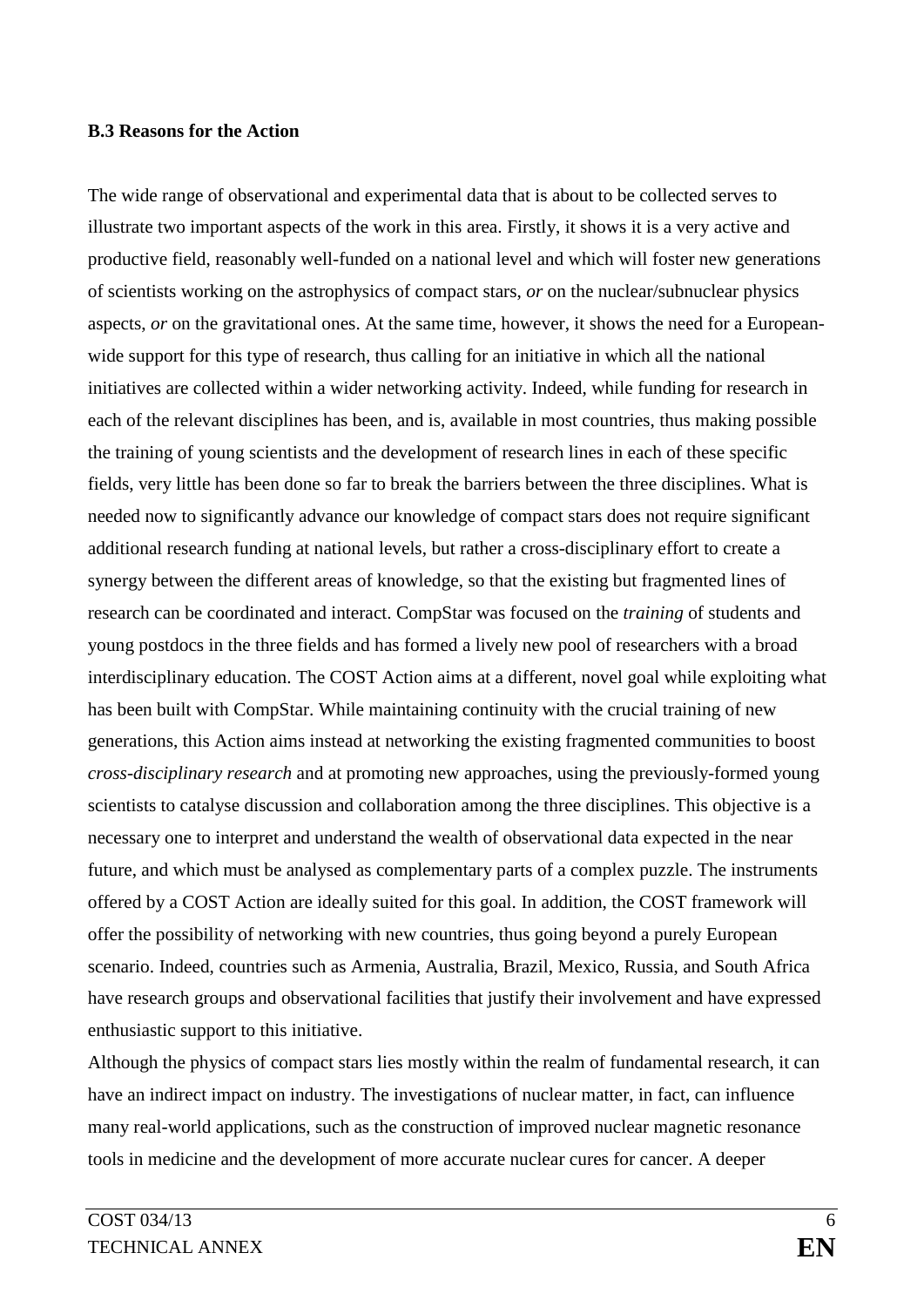**B.3 Reasons for the Action**

The wide range of observational and experimental data that is about to be collected serves to illustrate two important aspects of the work in this area. Firstly, it shows it is a very active and productive field, reasonably well-funded on a national level and which will foster new generations of scientists working on the astrophysics of compact stars, *or* on the nuclear/subnuclear physics aspects, *or* on the gravitational ones. At the same time, however, it shows the need for a European-wide support for this type of research, thus calling for an initiative in which all the national initiatives are collected within a wider networking activity. Indeed, while funding for research in each of the relevant disciplines has been, and is, available in most countries, thus making possible the training of young scientists and the development of research lines in each of these specific fields, very little has been done so far to break the barriers between the three disciplines. What is needed now to significantly advance our knowledge of compact stars does not require significant additional research funding at national levels, but rather a cross-disciplinary effort to create a synergy between the different areas of knowledge, so that the existing but fragmented lines of research can be coordinated and interact. CompStar was focused on the *training* of students and young postdocs in the three fields and has formed a lively new pool of researchers with a broad interdisciplinary education. The COST Action aims at a different, novel goal while exploiting what has been built with CompStar. While maintaining continuity with the crucial training of new generations, this Action aims instead at networking the existing fragmented communities to boost *cross-disciplinary research* and at promoting new approaches, using the previously-formed young scientists to catalyse discussion and collaboration among the three disciplines. This objective is a necessary one to interpret and understand the wealth of observational data expected in the near future, and which must be analysed as complementary parts of a complex puzzle. The instruments offered by a COST Action are ideally suited for this goal. In addition, the COST framework will offer the possibility of networking with new countries, thus going beyond a purely European scenario. Indeed, countries such as Armenia, Australia, Brazil, Mexico, Russia, and South Africa have research groups and observational facilities that justify their involvement and have expressed enthusiastic support to this initiative.

Although the physics of compact stars lies mostly within the realm of fundamental research, it can have an indirect impact on industry. The investigations of nuclear matter, in fact, can influence many real-world applications, such as the construction of improved nuclear magnetic resonance tools in medicine and the development of more accurate nuclear cures for cancer. A deeper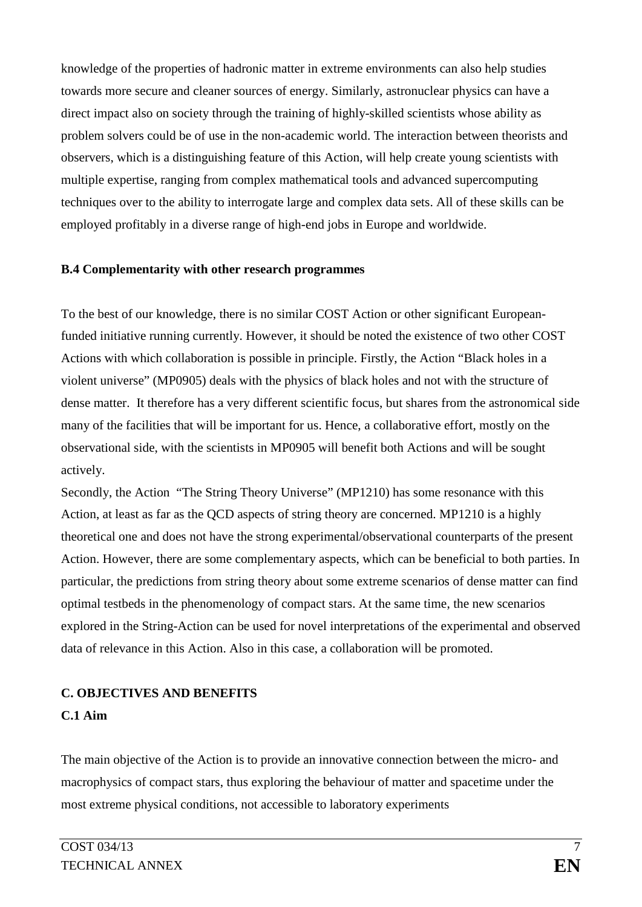knowledge of the properties of hadronic matter in extreme environments can also help studies towards more secure and cleaner sources of energy. Similarly, astronuclear physics can have a direct impact also on society through the training of highly-skilled scientists whose ability as problem solvers could be of use in the non-academic world. The interaction between theorists and observers, which is a distinguishing feature of this Action, will help create young scientists with multiple expertise, ranging from complex mathematical tools and advanced supercomputing techniques over to the ability to interrogate large and complex data sets. All of these skills can be employed profitably in a diverse range of high-end jobs in Europe and worldwide.

**B.4 Complementarity with other research programmes**

To the best of our knowledge, there is no similar COST Action or other significant European-funded initiative running currently. However, it should be noted the existence of two other COST Actions with which collaboration is possible in principle. Firstly, the Action "Black holes in a violent universe" (MP0905) deals with the physics of black holes and not with the structure of dense matter. It therefore has a very different scientific focus, but shares from the astronomical side many of the facilities that will be important for us. Hence, a collaborative effort, mostly on the observational side, with the scientists in MP0905 will benefit both Actions and will be sought actively.

Secondly, the Action "The String Theory Universe" (MP1210) has some resonance with this Action, at least as far as the QCD aspects of string theory are concerned. MP1210 is a highly theoretical one and does not have the strong experimental/observational counterparts of the present Action. However, there are some complementary aspects, which can be beneficial to both parties. In particular, the predictions from string theory about some extreme scenarios of dense matter can find optimal testbeds in the phenomenology of compact stars. At the same time, the new scenarios explored in the String-Action can be used for novel interpretations of the experimental and observed data of relevance in this Action. Also in this case, a collaboration will be promoted.

## C. OBJECTIVES AND BENEFITS

### C.1 Aim

The main objective of the Action is to provide an innovative connection between the micro- and macrophysics of compact stars, thus exploring the behaviour of matter and spacetime under the most extreme physical conditions, not accessible to laboratory experiments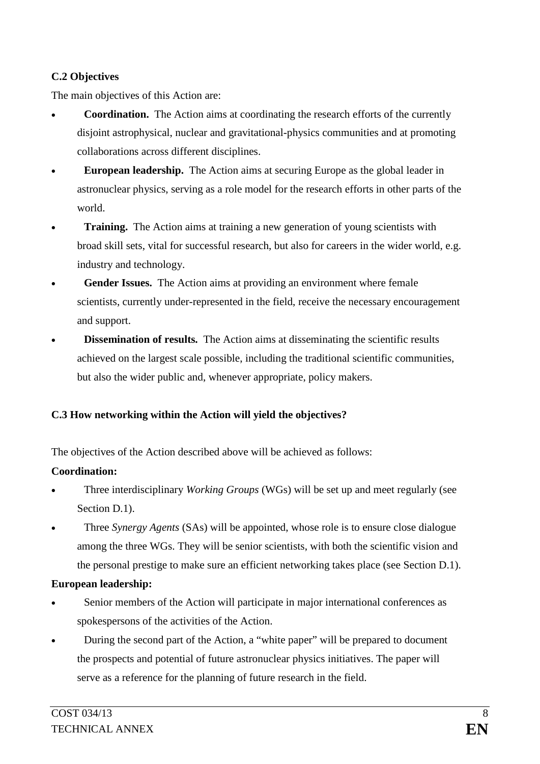**C.2 Objectives**

The main objectives of this Action are:

- **Coordination.** The Action aims at coordinating the research efforts of the currently disjoint astrophysical, nuclear and gravitational-physics communities and at promoting collaborations across different disciplines.
- **European leadership.** The Action aims at securing Europe as the global leader in astronuclear physics, serving as a role model for the research efforts in other parts of the world.
- **Training.** The Action aims at training a new generation of young scientists with broad skill sets, vital for successful research, but also for careers in the wider world, e.g. industry and technology.
- **Gender Issues.** The Action aims at providing an environment where female scientists, currently under-represented in the field, receive the necessary encouragement and support.
- **Dissemination of results.** The Action aims at disseminating the scientific results achieved on the largest scale possible, including the traditional scientific communities, but also the wider public and, whenever appropriate, policy makers.

**C.3 How networking within the Action will yield the objectives?**

The objectives of the Action described above will be achieved as follows:

**Coordination:**

- Three interdisciplinary *Working Groups* (WGs) will be set up and meet regularly (see Section D.1).
- Three *Synergy Agents* (SAs) will be appointed, whose role is to ensure close dialogue among the three WGs. They will be senior scientists, with both the scientific vision and the personal prestige to make sure an efficient networking takes place (see Section D.1).

**European leadership:**

- Senior members of the Action will participate in major international conferences as spokespersons of the activities of the Action.
- During the second part of the Action, a "white paper" will be prepared to document the prospects and potential of future astronuclear physics initiatives. The paper will serve as a reference for the planning of future research in the field.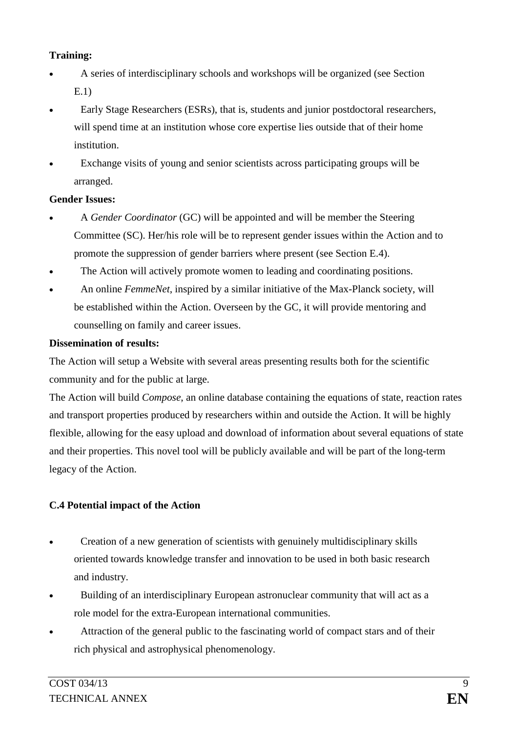**Training:**

- A series of interdisciplinary schools and workshops will be organized (see Section E.1)
- Early Stage Researchers (ESRs), that is, students and junior postdoctoral researchers, will spend time at an institution whose core expertise lies outside that of their home institution.
- Exchange visits of young and senior scientists across participating groups will be arranged.

**Gender Issues:**

- A *Gender Coordinator* (GC) will be appointed and will be member the Steering Committee (SC). Her/his role will be to represent gender issues within the Action and to promote the suppression of gender barriers where present (see Section E.4).
- The Action will actively promote women to leading and coordinating positions.
- An online *FemmeNet*, inspired by a similar initiative of the Max-Planck society, will be established within the Action. Overseen by the GC, it will provide mentoring and counselling on family and career issues.

**Dissemination of results:**

The Action will setup a Website with several areas presenting results both for the scientific community and for the public at large.

The Action will build *Compose*, an online database containing the equations of state, reaction rates and transport properties produced by researchers within and outside the Action. It will be highly flexible, allowing for the easy upload and download of information about several equations of state and their properties. This novel tool will be publicly available and will be part of the long-term legacy of the Action.

### C.4 Potential impact of the Action

- Creation of a new generation of scientists with genuinely multidisciplinary skills oriented towards knowledge transfer and innovation to be used in both basic research and industry.
- Building of an interdisciplinary European astronuclear community that will act as a role model for the extra-European international communities.
- Attraction of the general public to the fascinating world of compact stars and of their rich physical and astrophysical phenomenology.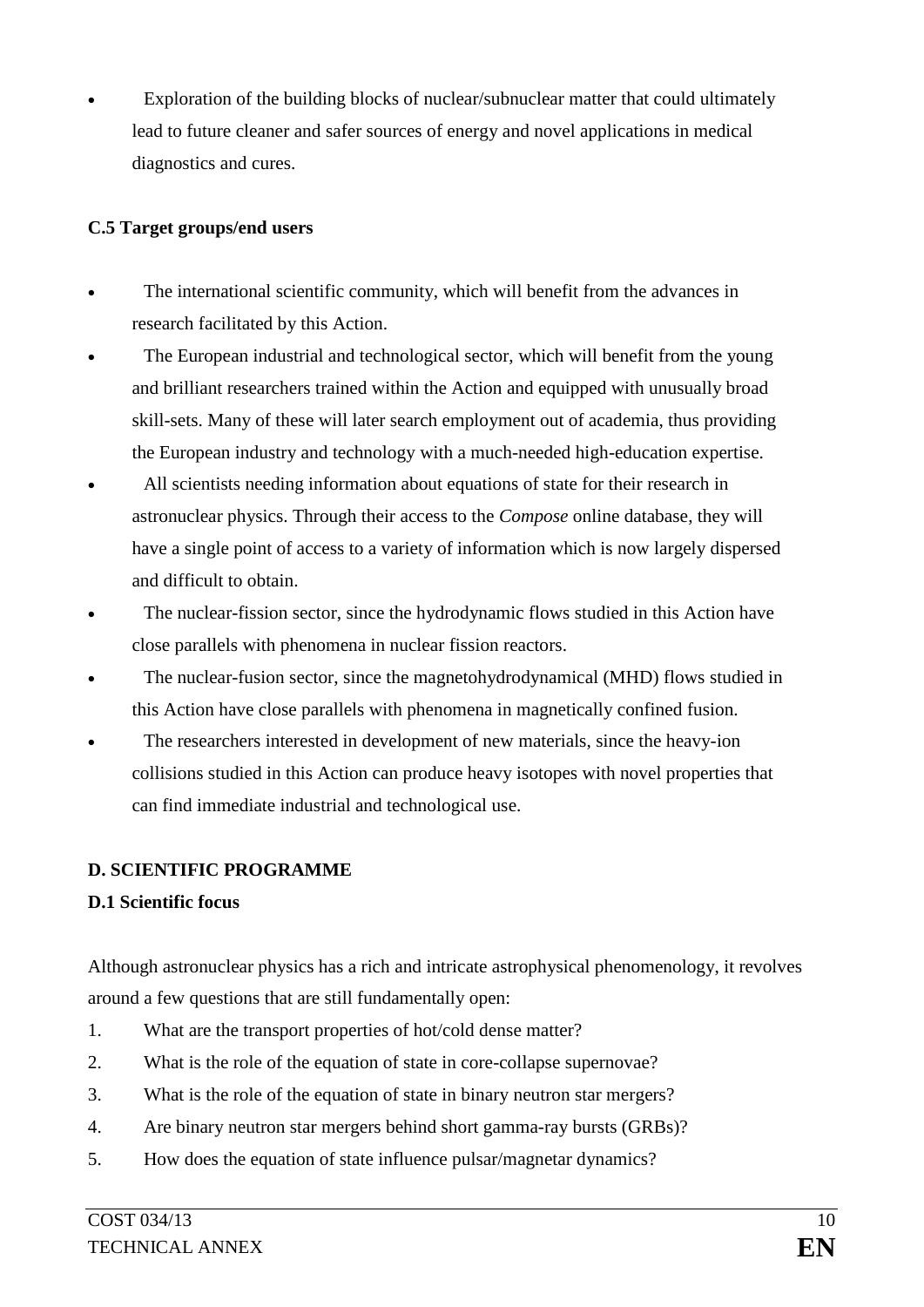- Exploration of the building blocks of nuclear/subnuclear matter that could ultimately lead to future cleaner and safer sources of energy and novel applications in medical diagnostics and cures.

**C.5 Target groups/end users**

- The international scientific community, which will benefit from the advances in research facilitated by this Action.
- The European industrial and technological sector, which will benefit from the young and brilliant researchers trained within the Action and equipped with unusually broad skill-sets. Many of these will later search employment out of academia, thus providing the European industry and technology with a much-needed high-education expertise.
- All scientists needing information about equations of state for their research in astronuclear physics. Through their access to the *Compose* online database, they will have a single point of access to a variety of information which is now largely dispersed and difficult to obtain.
- The nuclear-fission sector, since the hydrodynamic flows studied in this Action have close parallels with phenomena in nuclear fission reactors.
- The nuclear-fusion sector, since the magnetohydrodynamical (MHD) flows studied in this Action have close parallels with phenomena in magnetically confined fusion.
- The researchers interested in development of new materials, since the heavy-ion collisions studied in this Action can produce heavy isotopes with novel properties that can find immediate industrial and technological use.

**D. SCIENTIFIC PROGRAMME**

**D.1 Scientific focus**

Although astronuclear physics has a rich and intricate astrophysical phenomenology, it revolves around a few questions that are still fundamentally open:

1. What are the transport properties of hot/cold dense matter?
2. What is the role of the equation of state in core-collapse supernovae?
3. What is the role of the equation of state in binary neutron star mergers?
4. Are binary neutron star mergers behind short gamma-ray bursts (GRBs)?
5. How does the equation of state influence pulsar/magnetar dynamics?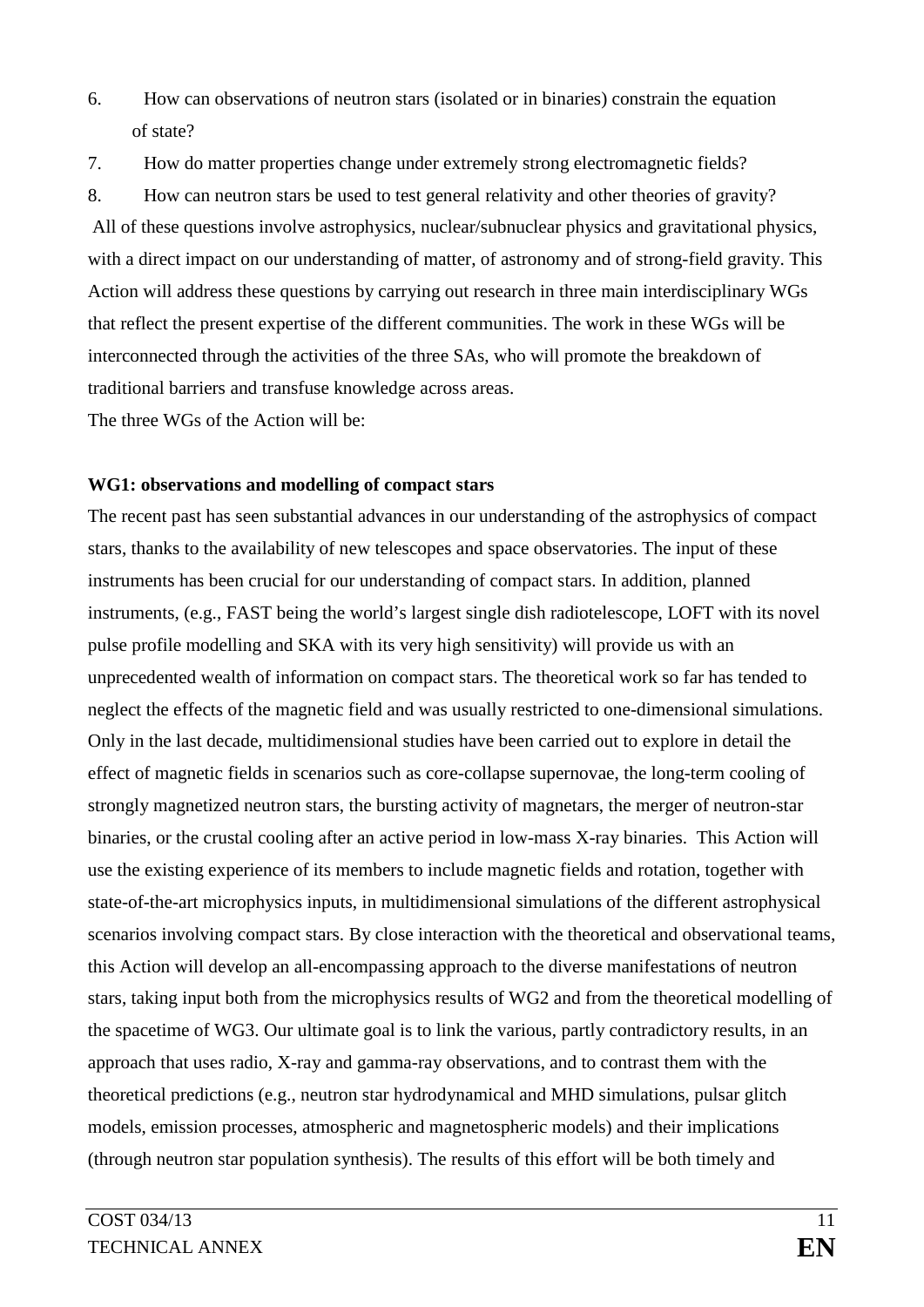6. How can observations of neutron stars (isolated or in binaries) constrain the equation of state?
7. How do matter properties change under extremely strong electromagnetic fields?
8. How can neutron stars be used to test general relativity and other theories of gravity?

All of these questions involve astrophysics, nuclear/subnuclear physics and gravitational physics, with a direct impact on our understanding of matter, of astronomy and of strong-field gravity. This Action will address these questions by carrying out research in three main interdisciplinary WGs that reflect the present expertise of the different communities. The work in these WGs will be interconnected through the activities of the three SAs, who will promote the breakdown of traditional barriers and transfuse knowledge across areas.

The three WGs of the Action will be:

**WG1: observations and modelling of compact stars**

The recent past has seen substantial advances in our understanding of the astrophysics of compact stars, thanks to the availability of new telescopes and space observatories. The input of these instruments has been crucial for our understanding of compact stars. In addition, planned instruments, (e.g., FAST being the world's largest single dish radiotelescope, LOFT with its novel pulse profile modelling and SKA with its very high sensitivity) will provide us with an unprecedented wealth of information on compact stars. The theoretical work so far has tended to neglect the effects of the magnetic field and was usually restricted to one-dimensional simulations. Only in the last decade, multidimensional studies have been carried out to explore in detail the effect of magnetic fields in scenarios such as core-collapse supernovae, the long-term cooling of strongly magnetized neutron stars, the bursting activity of magnetars, the merger of neutron-star binaries, or the crustal cooling after an active period in low-mass X-ray binaries. This Action will use the existing experience of its members to include magnetic fields and rotation, together with state-of-the-art microphysics inputs, in multidimensional simulations of the different astrophysical scenarios involving compact stars. By close interaction with the theoretical and observational teams, this Action will develop an all-encompassing approach to the diverse manifestations of neutron stars, taking input both from the microphysics results of WG2 and from the theoretical modelling of the spacetime of WG3. Our ultimate goal is to link the various, partly contradictory results, in an approach that uses radio, X-ray and gamma-ray observations, and to contrast them with the theoretical predictions (e.g., neutron star hydrodynamical and MHD simulations, pulsar glitch models, emission processes, atmospheric and magnetospheric models) and their implications (through neutron star population synthesis). The results of this effort will be both timely and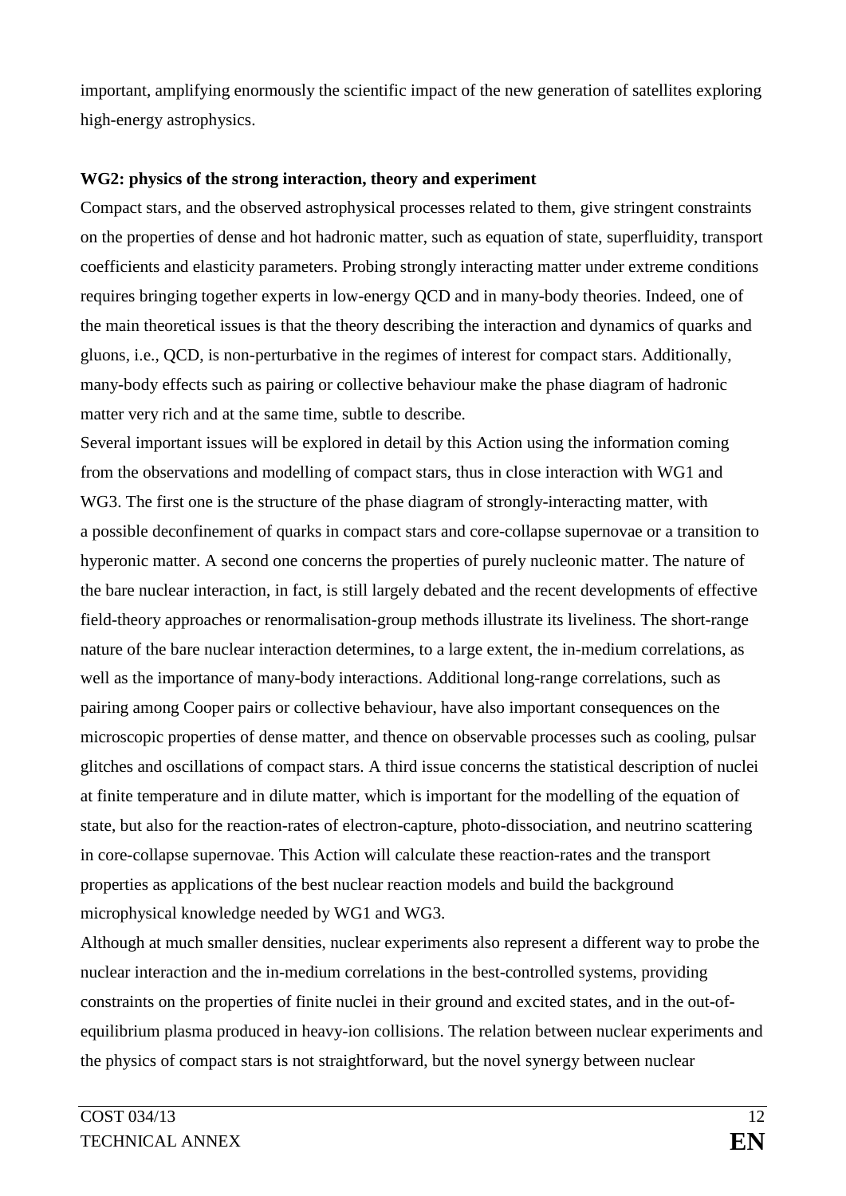important, amplifying enormously the scientific impact of the new generation of satellites exploring high-energy astrophysics.

**WG2: physics of the strong interaction, theory and experiment**

Compact stars, and the observed astrophysical processes related to them, give stringent constraints on the properties of dense and hot hadronic matter, such as equation of state, superfluidity, transport coefficients and elasticity parameters. Probing strongly interacting matter under extreme conditions requires bringing together experts in low-energy QCD and in many-body theories. Indeed, one of the main theoretical issues is that the theory describing the interaction and dynamics of quarks and gluons, i.e., QCD, is non-perturbative in the regimes of interest for compact stars. Additionally, many-body effects such as pairing or collective behaviour make the phase diagram of hadronic matter very rich and at the same time, subtle to describe.

Several important issues will be explored in detail by this Action using the information coming from the observations and modelling of compact stars, thus in close interaction with WG1 and WG3. The first one is the structure of the phase diagram of strongly-interacting matter, with a possible deconfinement of quarks in compact stars and core-collapse supernovae or a transition to hyperonic matter. A second one concerns the properties of purely nucleonic matter. The nature of the bare nuclear interaction, in fact, is still largely debated and the recent developments of effective field-theory approaches or renormalisation-group methods illustrate its liveliness. The short-range nature of the bare nuclear interaction determines, to a large extent, the in-medium correlations, as well as the importance of many-body interactions. Additional long-range correlations, such as pairing among Cooper pairs or collective behaviour, have also important consequences on the microscopic properties of dense matter, and thence on observable processes such as cooling, pulsar glitches and oscillations of compact stars. A third issue concerns the statistical description of nuclei at finite temperature and in dilute matter, which is important for the modelling of the equation of state, but also for the reaction-rates of electron-capture, photo-dissociation, and neutrino scattering in core-collapse supernovae. This Action will calculate these reaction-rates and the transport properties as applications of the best nuclear reaction models and build the background microphysical knowledge needed by WG1 and WG3.

Although at much smaller densities, nuclear experiments also represent a different way to probe the nuclear interaction and the in-medium correlations in the best-controlled systems, providing constraints on the properties of finite nuclei in their ground and excited states, and in the out-of-equilibrium plasma produced in heavy-ion collisions. The relation between nuclear experiments and the physics of compact stars is not straightforward, but the novel synergy between nuclear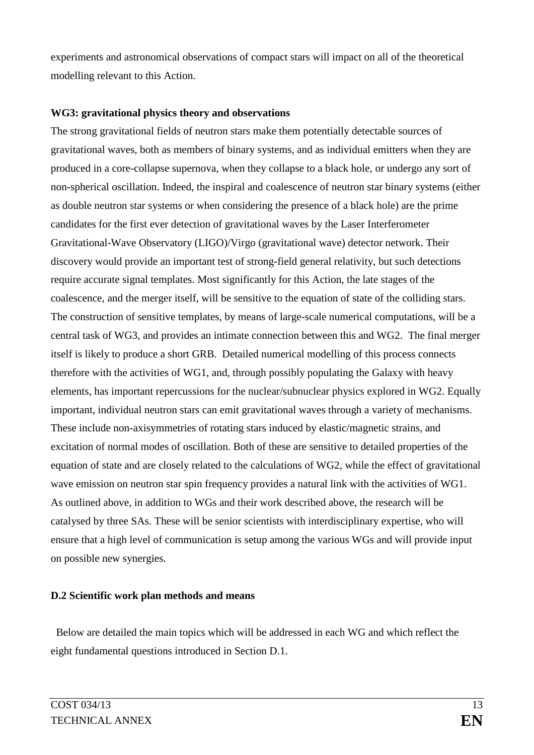experiments and astronomical observations of compact stars will impact on all of the theoretical modelling relevant to this Action.

**WG3: gravitational physics theory and observations**

The strong gravitational fields of neutron stars make them potentially detectable sources of gravitational waves, both as members of binary systems, and as individual emitters when they are produced in a core-collapse supernova, when they collapse to a black hole, or undergo any sort of non-spherical oscillation. Indeed, the inspiral and coalescence of neutron star binary systems (either as double neutron star systems or when considering the presence of a black hole) are the prime candidates for the first ever detection of gravitational waves by the Laser Interferometer Gravitational-Wave Observatory (LIGO)/Virgo (gravitational wave) detector network. Their discovery would provide an important test of strong-field general relativity, but such detections require accurate signal templates. Most significantly for this Action, the late stages of the coalescence, and the merger itself, will be sensitive to the equation of state of the colliding stars. The construction of sensitive templates, by means of large-scale numerical computations, will be a central task of WG3, and provides an intimate connection between this and WG2. The final merger itself is likely to produce a short GRB. Detailed numerical modelling of this process connects therefore with the activities of WG1, and, through possibly populating the Galaxy with heavy elements, has important repercussions for the nuclear/subnuclear physics explored in WG2. Equally important, individual neutron stars can emit gravitational waves through a variety of mechanisms. These include non-axisymmetries of rotating stars induced by elastic/magnetic strains, and excitation of normal modes of oscillation. Both of these are sensitive to detailed properties of the equation of state and are closely related to the calculations of WG2, while the effect of gravitational wave emission on neutron star spin frequency provides a natural link with the activities of WG1. As outlined above, in addition to WGs and their work described above, the research will be catalysed by three SAs. These will be senior scientists with interdisciplinary expertise, who will ensure that a high level of communication is setup among the various WGs and will provide input on possible new synergies.

**D.2 Scientific work plan methods and means**

Below are detailed the main topics which will be addressed in each WG and which reflect the eight fundamental questions introduced in Section D.1.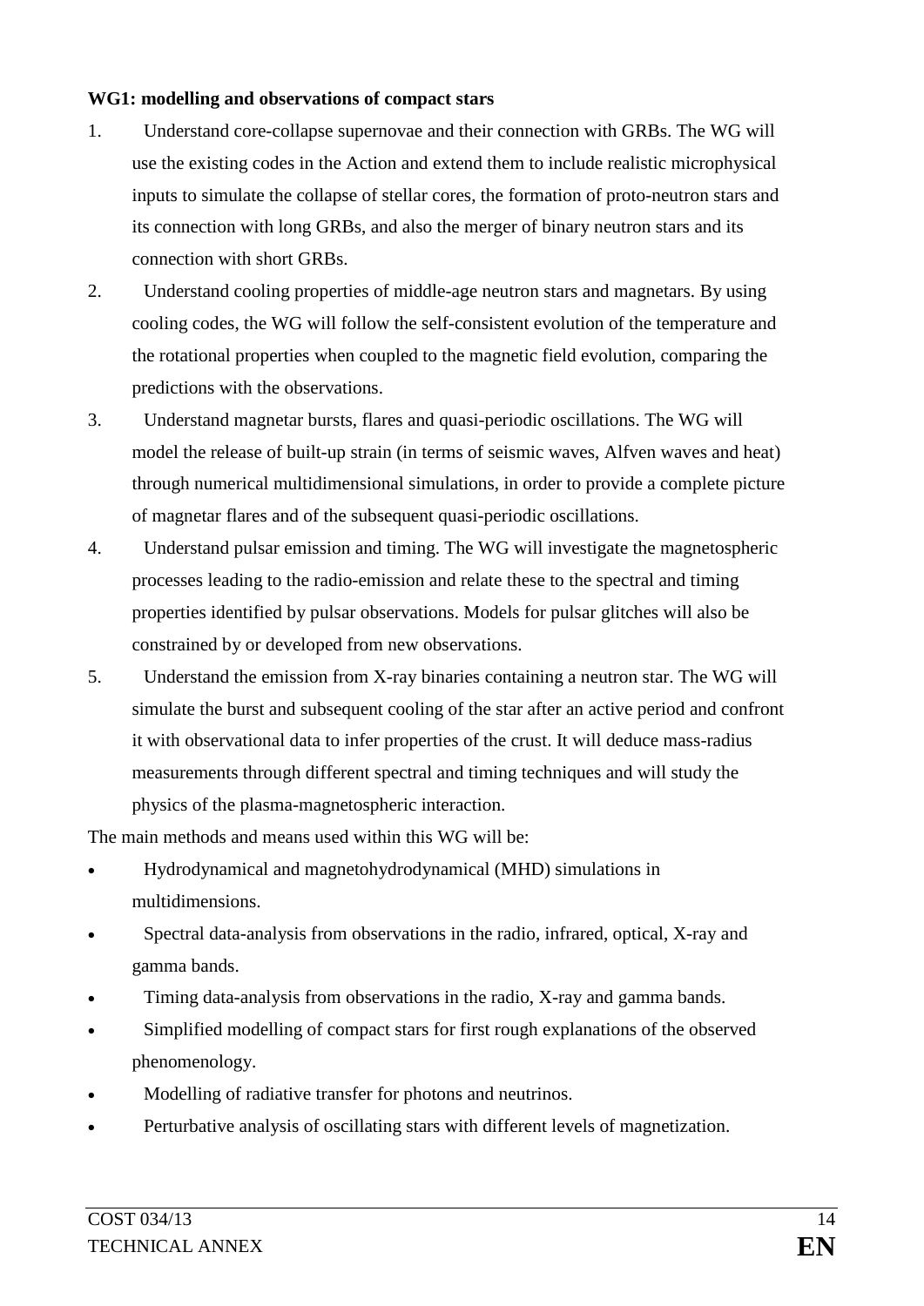**WG1: modelling and observations of compact stars**

1. Understand core-collapse supernovae and their connection with GRBs. The WG will use the existing codes in the Action and extend them to include realistic microphysical inputs to simulate the collapse of stellar cores, the formation of proto-neutron stars and its connection with long GRBs, and also the merger of binary neutron stars and its connection with short GRBs.
2. Understand cooling properties of middle-age neutron stars and magnetars. By using cooling codes, the WG will follow the self-consistent evolution of the temperature and the rotational properties when coupled to the magnetic field evolution, comparing the predictions with the observations.
3. Understand magnetar bursts, flares and quasi-periodic oscillations. The WG will model the release of built-up strain (in terms of seismic waves, Alfven waves and heat) through numerical multidimensional simulations, in order to provide a complete picture of magnetar flares and of the subsequent quasi-periodic oscillations.
4. Understand pulsar emission and timing. The WG will investigate the magnetospheric processes leading to the radio-emission and relate these to the spectral and timing properties identified by pulsar observations. Models for pulsar glitches will also be constrained by or developed from new observations.
5. Understand the emission from X-ray binaries containing a neutron star. The WG will simulate the burst and subsequent cooling of the star after an active period and confront it with observational data to infer properties of the crust. It will deduce mass-radius measurements through different spectral and timing techniques and will study the physics of the plasma-magnetospheric interaction.

The main methods and means used within this WG will be:

- Hydrodynamical and magnetohydrodynamical (MHD) simulations in multidimensions.
- Spectral data-analysis from observations in the radio, infrared, optical, X-ray and gamma bands.
- Timing data-analysis from observations in the radio, X-ray and gamma bands.
- Simplified modelling of compact stars for first rough explanations of the observed phenomenology.
- Modelling of radiative transfer for photons and neutrinos.
- Perturbative analysis of oscillating stars with different levels of magnetization.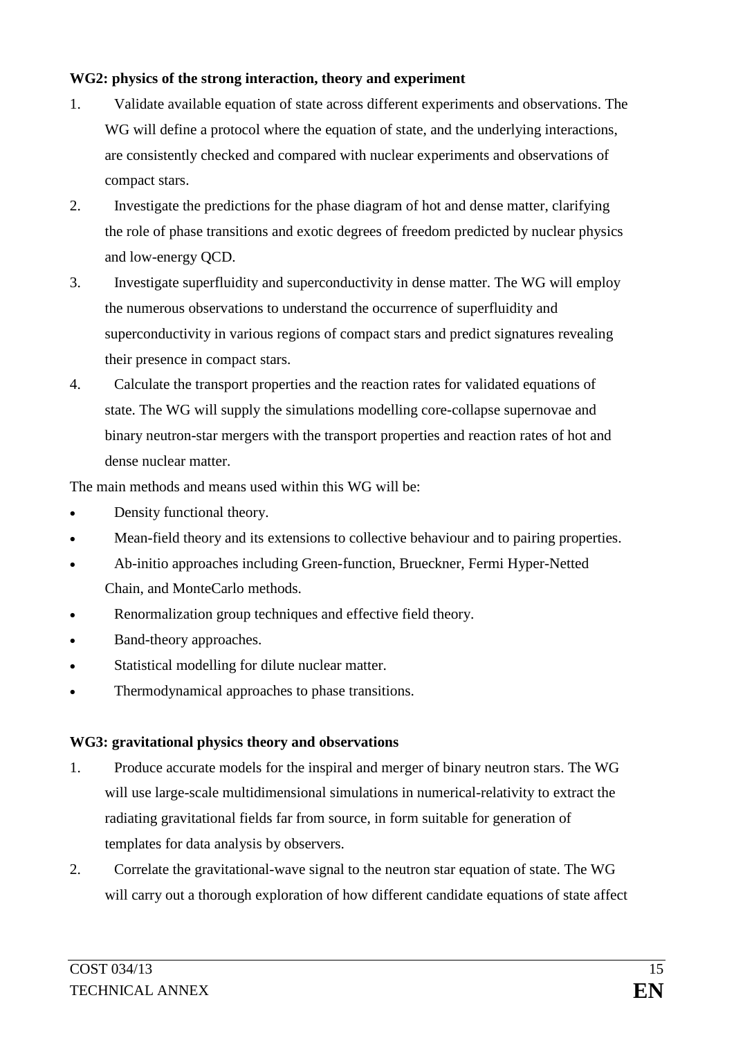**WG2: physics of the strong interaction, theory and experiment**

1. Validate available equation of state across different experiments and observations. The WG will define a protocol where the equation of state, and the underlying interactions, are consistently checked and compared with nuclear experiments and observations of compact stars.
2. Investigate the predictions for the phase diagram of hot and dense matter, clarifying the role of phase transitions and exotic degrees of freedom predicted by nuclear physics and low-energy QCD.
3. Investigate superfluidity and superconductivity in dense matter. The WG will employ the numerous observations to understand the occurrence of superfluidity and superconductivity in various regions of compact stars and predict signatures revealing their presence in compact stars.
4. Calculate the transport properties and the reaction rates for validated equations of state. The WG will supply the simulations modelling core-collapse supernovae and binary neutron-star mergers with the transport properties and reaction rates of hot and dense nuclear matter.

The main methods and means used within this WG will be:

- Density functional theory.
- Mean-field theory and its extensions to collective behaviour and to pairing properties.
- Ab-initio approaches including Green-function, Brueckner, Fermi Hyper-Netted Chain, and MonteCarlo methods.
- Renormalization group techniques and effective field theory.
- Band-theory approaches.
- Statistical modelling for dilute nuclear matter.
- Thermodynamical approaches to phase transitions.

**WG3: gravitational physics theory and observations**

1. Produce accurate models for the inspiral and merger of binary neutron stars. The WG will use large-scale multidimensional simulations in numerical-relativity to extract the radiating gravitational fields far from source, in form suitable for generation of templates for data analysis by observers.
2. Correlate the gravitational-wave signal to the neutron star equation of state. The WG will carry out a thorough exploration of how different candidate equations of state affect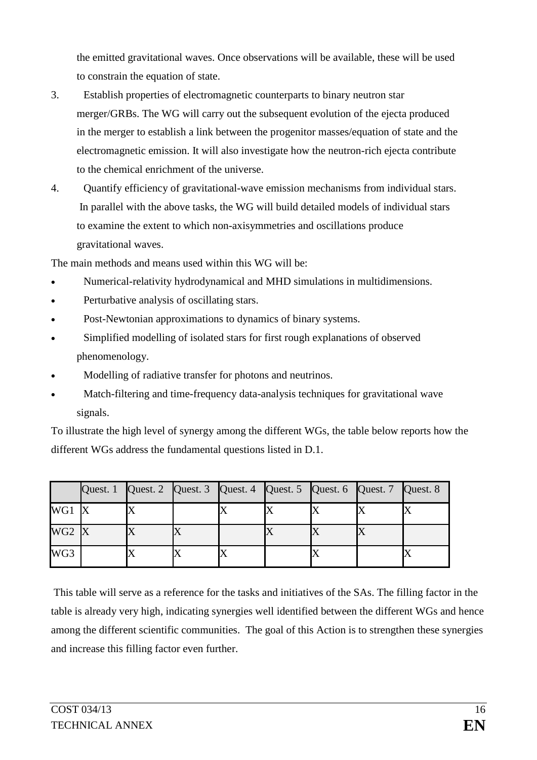the emitted gravitational waves. Once observations will be available, these will be used to constrain the equation of state.

3. Establish properties of electromagnetic counterparts to binary neutron star merger/GRBs. The WG will carry out the subsequent evolution of the ejecta produced in the merger to establish a link between the progenitor masses/equation of state and the electromagnetic emission. It will also investigate how the neutron-rich ejecta contribute to the chemical enrichment of the universe.
4. Quantify efficiency of gravitational-wave emission mechanisms from individual stars. In parallel with the above tasks, the WG will build detailed models of individual stars to examine the extent to which non-axisymmetries and oscillations produce gravitational waves.

The main methods and means used within this WG will be:

- Numerical-relativity hydrodynamical and MHD simulations in multidimensions.
- Perturbative analysis of oscillating stars.
- Post-Newtonian approximations to dynamics of binary systems.
- Simplified modelling of isolated stars for first rough explanations of observed phenomenology.
- Modelling of radiative transfer for photons and neutrinos.
- Match-filtering and time-frequency data-analysis techniques for gravitational wave signals.

To illustrate the high level of synergy among the different WGs, the table below reports how the different WGs address the fundamental questions listed in D.1.

| | Quest. 1 | Quest. 2 | Quest. 3 | Quest. 4 | Quest. 5 | Quest. 6 | Quest. 7 | Quest. 8 |
|---|---|---|---|---|---|---|---|---|
| WG1 | X | X | | X | X | X | X | X |
| WG2 | X | X | X | | X | X | X | |
| WG3 | | X | X | X | | X | | X |

This table will serve as a reference for the tasks and initiatives of the SAs. The filling factor in the table is already very high, indicating synergies well identified between the different WGs and hence among the different scientific communities. The goal of this Action is to strengthen these synergies and increase this filling factor even further.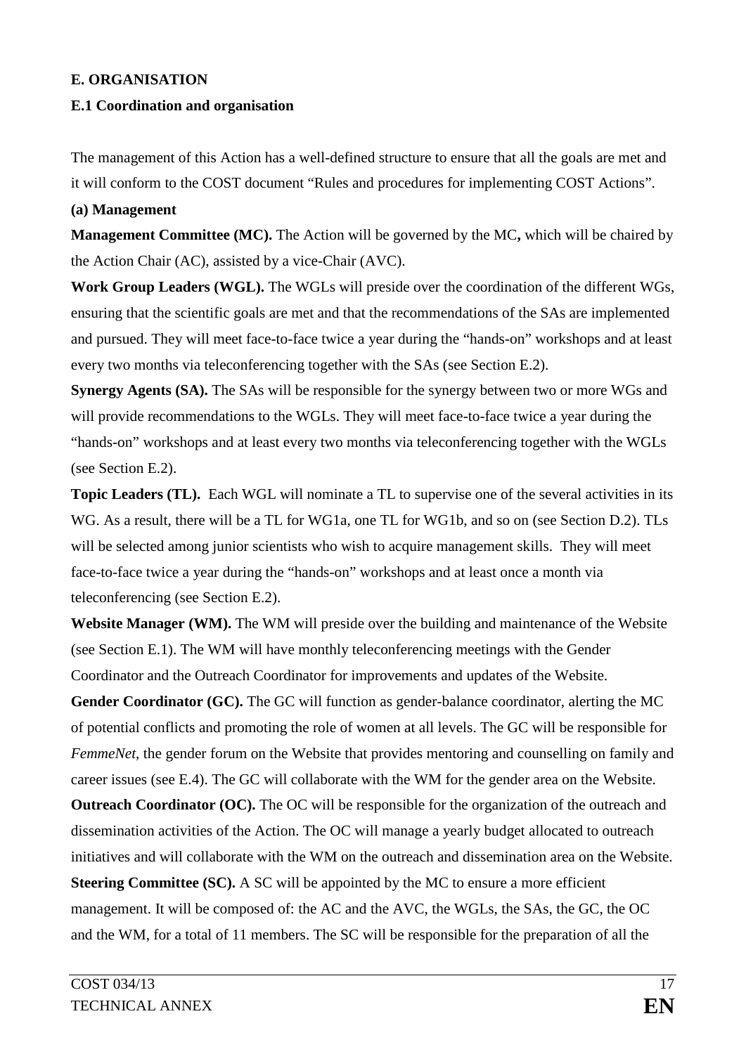## E. ORGANISATION

### E.1 Coordination and organisation

The management of this Action has a well-defined structure to ensure that all the goals are met and it will conform to the COST document "Rules and procedures for implementing COST Actions".

**(a) Management**

**Management Committee (MC).** The Action will be governed by the MC**,** which will be chaired by the Action Chair (AC), assisted by a vice-Chair (AVC).

**Work Group Leaders (WGL).** The WGLs will preside over the coordination of the different WGs, ensuring that the scientific goals are met and that the recommendations of the SAs are implemented and pursued. They will meet face-to-face twice a year during the "hands-on" workshops and at least every two months via teleconferencing together with the SAs (see Section E.2).

**Synergy Agents (SA).** The SAs will be responsible for the synergy between two or more WGs and will provide recommendations to the WGLs. They will meet face-to-face twice a year during the "hands-on" workshops and at least every two months via teleconferencing together with the WGLs (see Section E.2).

**Topic Leaders (TL).** Each WGL will nominate a TL to supervise one of the several activities in its WG. As a result, there will be a TL for WG1a, one TL for WG1b, and so on (see Section D.2). TLs will be selected among junior scientists who wish to acquire management skills. They will meet face-to-face twice a year during the "hands-on" workshops and at least once a month via teleconferencing (see Section E.2).

**Website Manager (WM).** The WM will preside over the building and maintenance of the Website (see Section E.1). The WM will have monthly teleconferencing meetings with the Gender Coordinator and the Outreach Coordinator for improvements and updates of the Website.

**Gender Coordinator (GC).** The GC will function as gender-balance coordinator, alerting the MC of potential conflicts and promoting the role of women at all levels. The GC will be responsible for *FemmeNet*, the gender forum on the Website that provides mentoring and counselling on family and career issues (see E.4). The GC will collaborate with the WM for the gender area on the Website.

**Outreach Coordinator (OC).** The OC will be responsible for the organization of the outreach and dissemination activities of the Action. The OC will manage a yearly budget allocated to outreach initiatives and will collaborate with the WM on the outreach and dissemination area on the Website.

**Steering Committee (SC).** A SC will be appointed by the MC to ensure a more efficient management. It will be composed of: the AC and the AVC, the WGLs, the SAs, the GC, the OC and the WM, for a total of 11 members. The SC will be responsible for the preparation of all the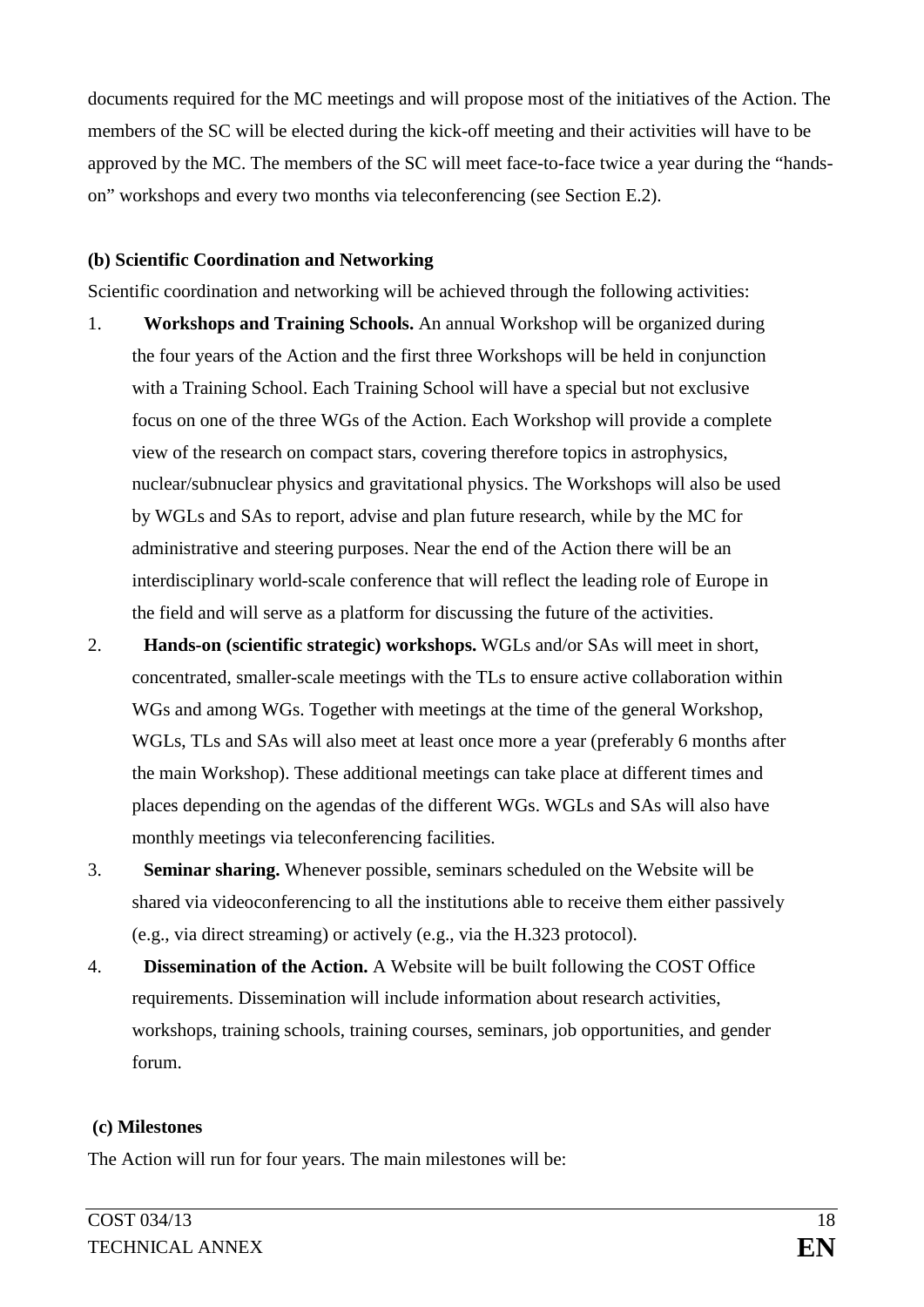documents required for the MC meetings and will propose most of the initiatives of the Action. The members of the SC will be elected during the kick-off meeting and their activities will have to be approved by the MC. The members of the SC will meet face-to-face twice a year during the "hands-on" workshops and every two months via teleconferencing (see Section E.2).

**(b) Scientific Coordination and Networking**

Scientific coordination and networking will be achieved through the following activities:

1. **Workshops and Training Schools.** An annual Workshop will be organized during the four years of the Action and the first three Workshops will be held in conjunction with a Training School. Each Training School will have a special but not exclusive focus on one of the three WGs of the Action. Each Workshop will provide a complete view of the research on compact stars, covering therefore topics in astrophysics, nuclear/subnuclear physics and gravitational physics. The Workshops will also be used by WGLs and SAs to report, advise and plan future research, while by the MC for administrative and steering purposes. Near the end of the Action there will be an interdisciplinary world-scale conference that will reflect the leading role of Europe in the field and will serve as a platform for discussing the future of the activities.
2. **Hands-on (scientific strategic) workshops.** WGLs and/or SAs will meet in short, concentrated, smaller-scale meetings with the TLs to ensure active collaboration within WGs and among WGs. Together with meetings at the time of the general Workshop, WGLs, TLs and SAs will also meet at least once more a year (preferably 6 months after the main Workshop). These additional meetings can take place at different times and places depending on the agendas of the different WGs. WGLs and SAs will also have monthly meetings via teleconferencing facilities.
3. **Seminar sharing.** Whenever possible, seminars scheduled on the Website will be shared via videoconferencing to all the institutions able to receive them either passively (e.g., via direct streaming) or actively (e.g., via the H.323 protocol).
4. **Dissemination of the Action.** A Website will be built following the COST Office requirements. Dissemination will include information about research activities, workshops, training schools, training courses, seminars, job opportunities, and gender forum.

**(c) Milestones**

The Action will run for four years. The main milestones will be: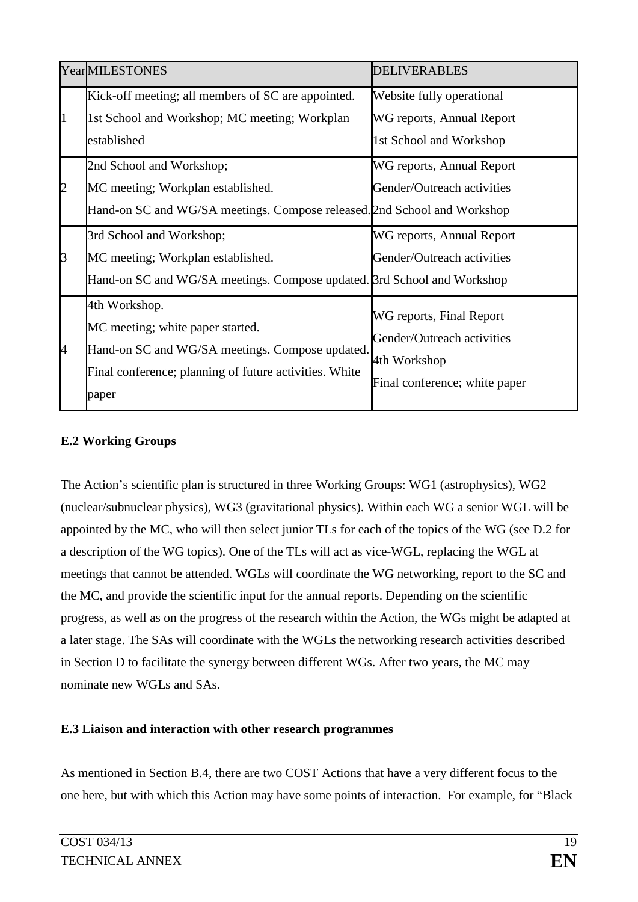| Year | MILESTONES | DELIVERABLES |
|---|---|---|
| 1 | Kick-off meeting; all members of SC are appointed. 1st School and Workshop; MC meeting; Workplan established | Website fully operational WG reports, Annual Report 1st School and Workshop |
| 2 | 2nd School and Workshop; MC meeting; Workplan established. Hand-on SC and WG/SA meetings. Compose released. | WG reports, Annual Report Gender/Outreach activities 2nd School and Workshop |
| 3 | 3rd School and Workshop; MC meeting; Workplan established. Hand-on SC and WG/SA meetings. Compose updated. | WG reports, Annual Report Gender/Outreach activities 3rd School and Workshop |
| 4 | 4th Workshop. MC meeting; white paper started. Hand-on SC and WG/SA meetings. Compose updated. Final conference; planning of future activities. White paper | WG reports, Final Report Gender/Outreach activities 4th Workshop Final conference; white paper |

**E.2 Working Groups**

The Action's scientific plan is structured in three Working Groups: WG1 (astrophysics), WG2 (nuclear/subnuclear physics), WG3 (gravitational physics). Within each WG a senior WGL will be appointed by the MC, who will then select junior TLs for each of the topics of the WG (see D.2 for a description of the WG topics). One of the TLs will act as vice-WGL, replacing the WGL at meetings that cannot be attended. WGLs will coordinate the WG networking, report to the SC and the MC, and provide the scientific input for the annual reports. Depending on the scientific progress, as well as on the progress of the research within the Action, the WGs might be adapted at a later stage. The SAs will coordinate with the WGLs the networking research activities described in Section D to facilitate the synergy between different WGs. After two years, the MC may nominate new WGLs and SAs.

**E.3 Liaison and interaction with other research programmes**

As mentioned in Section B.4, there are two COST Actions that have a very different focus to the one here, but with which this Action may have some points of interaction. For example, for "Black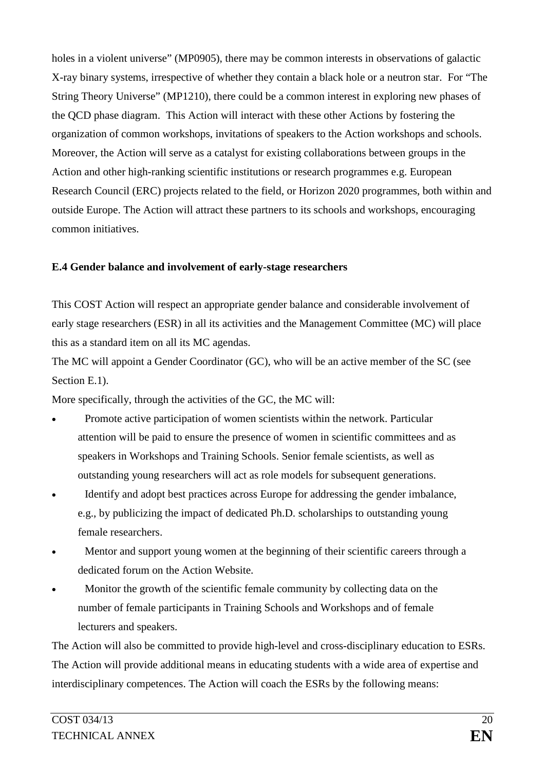holes in a violent universe" (MP0905), there may be common interests in observations of galactic X-ray binary systems, irrespective of whether they contain a black hole or a neutron star. For "The String Theory Universe" (MP1210), there could be a common interest in exploring new phases of the QCD phase diagram. This Action will interact with these other Actions by fostering the organization of common workshops, invitations of speakers to the Action workshops and schools. Moreover, the Action will serve as a catalyst for existing collaborations between groups in the Action and other high-ranking scientific institutions or research programmes e.g. European Research Council (ERC) projects related to the field, or Horizon 2020 programmes, both within and outside Europe. The Action will attract these partners to its schools and workshops, encouraging common initiatives.

**E.4 Gender balance and involvement of early-stage researchers**

This COST Action will respect an appropriate gender balance and considerable involvement of early stage researchers (ESR) in all its activities and the Management Committee (MC) will place this as a standard item on all its MC agendas.

The MC will appoint a Gender Coordinator (GC), who will be an active member of the SC (see Section E.1).

More specifically, through the activities of the GC, the MC will:

- Promote active participation of women scientists within the network. Particular attention will be paid to ensure the presence of women in scientific committees and as speakers in Workshops and Training Schools. Senior female scientists, as well as outstanding young researchers will act as role models for subsequent generations.
- Identify and adopt best practices across Europe for addressing the gender imbalance, e.g., by publicizing the impact of dedicated Ph.D. scholarships to outstanding young female researchers.
- Mentor and support young women at the beginning of their scientific careers through a dedicated forum on the Action Website.
- Monitor the growth of the scientific female community by collecting data on the number of female participants in Training Schools and Workshops and of female lecturers and speakers.

The Action will also be committed to provide high-level and cross-disciplinary education to ESRs. The Action will provide additional means in educating students with a wide area of expertise and interdisciplinary competences. The Action will coach the ESRs by the following means: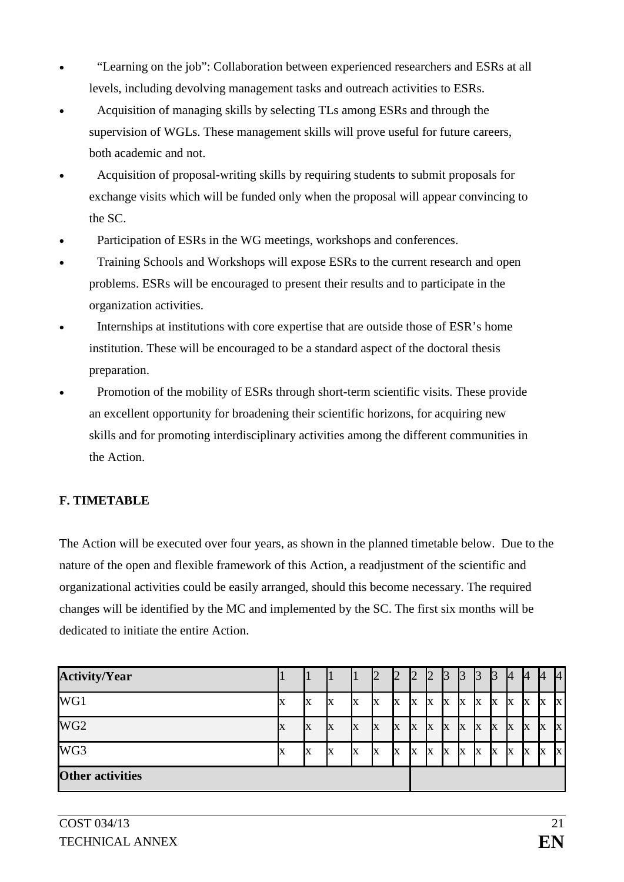- "Learning on the job": Collaboration between experienced researchers and ESRs at all levels, including devolving management tasks and outreach activities to ESRs.
- Acquisition of managing skills by selecting TLs among ESRs and through the supervision of WGLs. These management skills will prove useful for future careers, both academic and not.
- Acquisition of proposal-writing skills by requiring students to submit proposals for exchange visits which will be funded only when the proposal will appear convincing to the SC.
- Participation of ESRs in the WG meetings, workshops and conferences.
- Training Schools and Workshops will expose ESRs to the current research and open problems. ESRs will be encouraged to present their results and to participate in the organization activities.
- Internships at institutions with core expertise that are outside those of ESR's home institution. These will be encouraged to be a standard aspect of the doctoral thesis preparation.
- Promotion of the mobility of ESRs through short-term scientific visits. These provide an excellent opportunity for broadening their scientific horizons, for acquiring new skills and for promoting interdisciplinary activities among the different communities in the Action.

## F. TIMETABLE

The Action will be executed over four years, as shown in the planned timetable below. Due to the nature of the open and flexible framework of this Action, a readjustment of the scientific and organizational activities could be easily arranged, should this become necessary. The required changes will be identified by the MC and implemented by the SC. The first six months will be dedicated to initiate the entire Action.

| **Activity/Year** | 1 | 1 | 1 | 1 | 2 | 2 | 2 | 2 | 3 | 3 | 3 | 3 | 4 | 4 | 4 | 4 |
|---|---|---|---|---|---|---|---|---|---|---|---|---|---|---|---|---|
| WG1 | x | x | x | x | x | x | x | x | x | x | x | x | x | x | x | x |
| WG2 | x | x | x | x | x | x | x | x | x | x | x | x | x | x | x | x |
| WG3 | x | x | x | x | x | x | x | x | x | x | x | x | x | x | x | x |
| **Other activities** | | | | | | | | | | | | | | | | |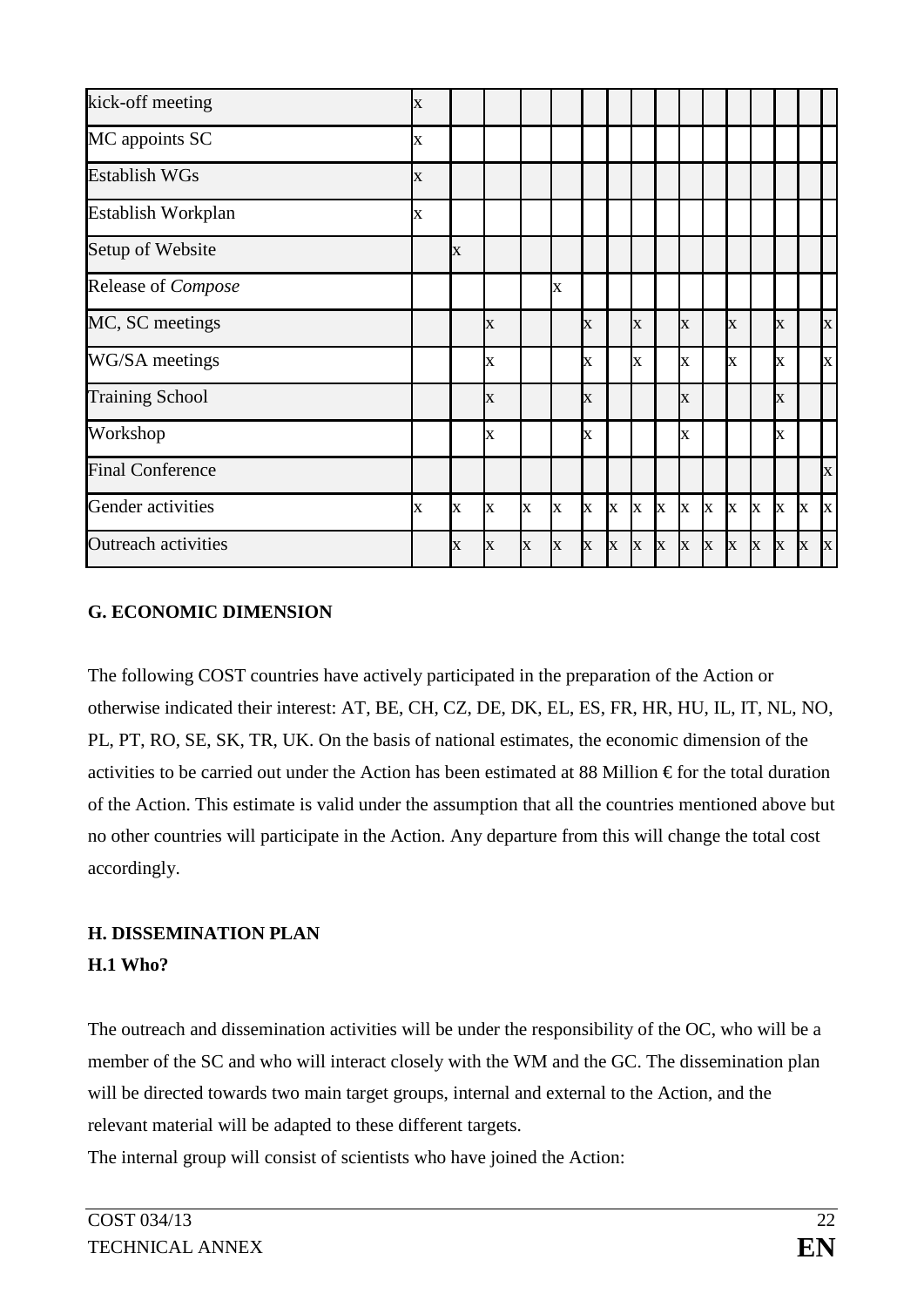| | | | | | | | | | | | | | | | | |
|---|---|---|---|---|---|---|---|---|---|---|---|---|---|---|---|---|
| kick-off meeting | x | | | | | | | | | | | | | | | |
| MC appoints SC | x | | | | | | | | | | | | | | | |
| Establish WGs | x | | | | | | | | | | | | | | | |
| Establish Workplan | x | | | | | | | | | | | | | | | |
| Setup of Website | | x | | | | | | | | | | | | | | |
| Release of *Compose* | | | | | x | | | | | | | | | | | |
| MC, SC meetings | | | x | | | x | | x | | x | | x | | x | | x |
| WG/SA meetings | | | x | | | x | | x | | x | | x | | x | | x |
| Training School | | | x | | | x | | | | x | | | | x | | |
| Workshop | | | x | | | x | | | | x | | | | x | | |
| Final Conference | | | | | | | | | | | | | | | | x |
| Gender activities | x | x | x | x | x | x | x | x | x | x | x | x | x | x | x | x |
| Outreach activities | | x | x | x | x | x | x | x | x | x | x | x | x | x | x | x |

## G. ECONOMIC DIMENSION

The following COST countries have actively participated in the preparation of the Action or otherwise indicated their interest: AT, BE, CH, CZ, DE, DK, EL, ES, FR, HR, HU, IL, IT, NL, NO, PL, PT, RO, SE, SK, TR, UK. On the basis of national estimates, the economic dimension of the activities to be carried out under the Action has been estimated at 88 Million € for the total duration of the Action. This estimate is valid under the assumption that all the countries mentioned above but no other countries will participate in the Action. Any departure from this will change the total cost accordingly.

## H. DISSEMINATION PLAN

### H.1 Who?

The outreach and dissemination activities will be under the responsibility of the OC, who will be a member of the SC and who will interact closely with the WM and the GC. The dissemination plan will be directed towards two main target groups, internal and external to the Action, and the relevant material will be adapted to these different targets.

The internal group will consist of scientists who have joined the Action: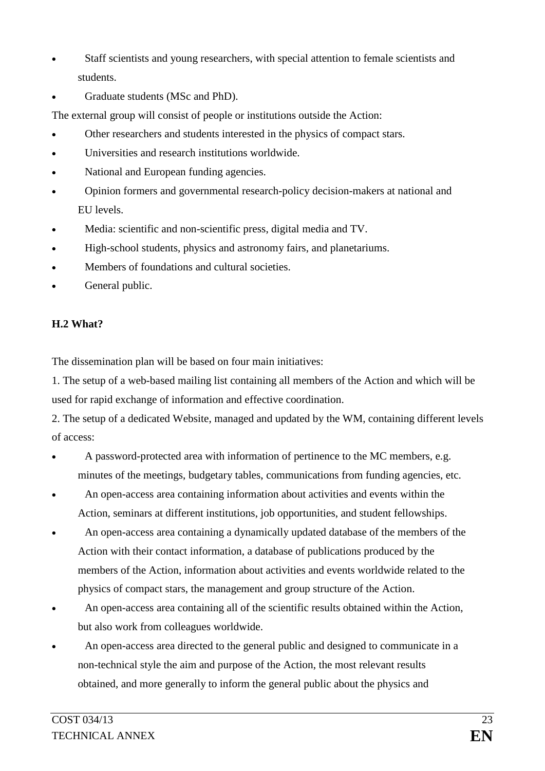- Staff scientists and young researchers, with special attention to female scientists and students.
- Graduate students (MSc and PhD).

The external group will consist of people or institutions outside the Action:

- Other researchers and students interested in the physics of compact stars.
- Universities and research institutions worldwide.
- National and European funding agencies.
- Opinion formers and governmental research-policy decision-makers at national and EU levels.
- Media: scientific and non-scientific press, digital media and TV.
- High-school students, physics and astronomy fairs, and planetariums.
- Members of foundations and cultural societies.
- General public.

**H.2 What?**

The dissemination plan will be based on four main initiatives:

1. The setup of a web-based mailing list containing all members of the Action and which will be used for rapid exchange of information and effective coordination.

2. The setup of a dedicated Website, managed and updated by the WM, containing different levels of access:

- A password-protected area with information of pertinence to the MC members, e.g. minutes of the meetings, budgetary tables, communications from funding agencies, etc.
- An open-access area containing information about activities and events within the Action, seminars at different institutions, job opportunities, and student fellowships.
- An open-access area containing a dynamically updated database of the members of the Action with their contact information, a database of publications produced by the members of the Action, information about activities and events worldwide related to the physics of compact stars, the management and group structure of the Action.
- An open-access area containing all of the scientific results obtained within the Action, but also work from colleagues worldwide.
- An open-access area directed to the general public and designed to communicate in a non-technical style the aim and purpose of the Action, the most relevant results obtained, and more generally to inform the general public about the physics and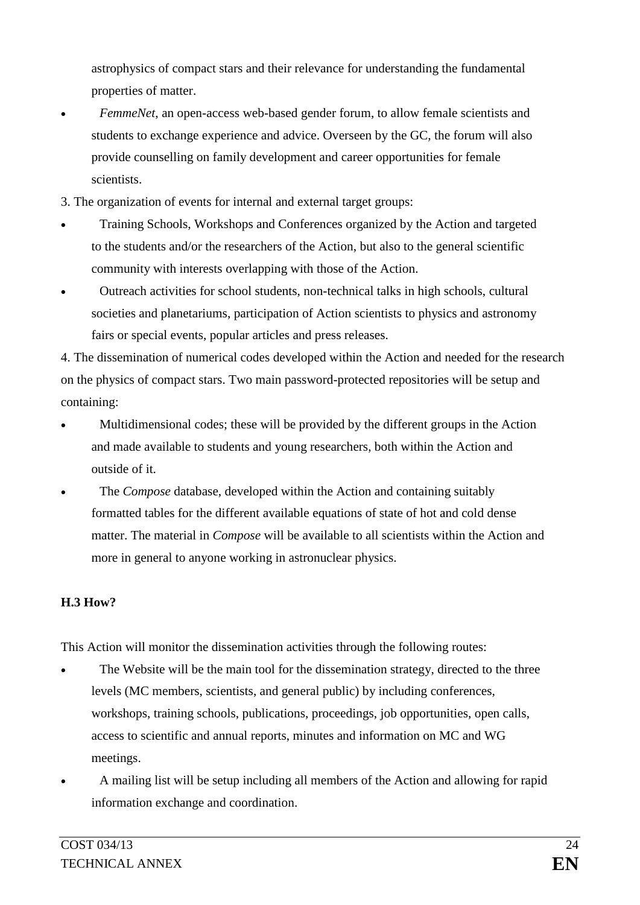astrophysics of compact stars and their relevance for understanding the fundamental properties of matter.

- *FemmeNet*, an open-access web-based gender forum, to allow female scientists and students to exchange experience and advice. Overseen by the GC, the forum will also provide counselling on family development and career opportunities for female scientists.

3. The organization of events for internal and external target groups:

- Training Schools, Workshops and Conferences organized by the Action and targeted to the students and/or the researchers of the Action, but also to the general scientific community with interests overlapping with those of the Action.
- Outreach activities for school students, non-technical talks in high schools, cultural societies and planetariums, participation of Action scientists to physics and astronomy fairs or special events, popular articles and press releases.

4. The dissemination of numerical codes developed within the Action and needed for the research on the physics of compact stars. Two main password-protected repositories will be setup and containing:

- Multidimensional codes; these will be provided by the different groups in the Action and made available to students and young researchers, both within the Action and outside of it.
- The *Compose* database, developed within the Action and containing suitably formatted tables for the different available equations of state of hot and cold dense matter. The material in *Compose* will be available to all scientists within the Action and more in general to anyone working in astronuclear physics.

### H.3 How?

This Action will monitor the dissemination activities through the following routes:

- The Website will be the main tool for the dissemination strategy, directed to the three levels (MC members, scientists, and general public) by including conferences, workshops, training schools, publications, proceedings, job opportunities, open calls, access to scientific and annual reports, minutes and information on MC and WG meetings.
- A mailing list will be setup including all members of the Action and allowing for rapid information exchange and coordination.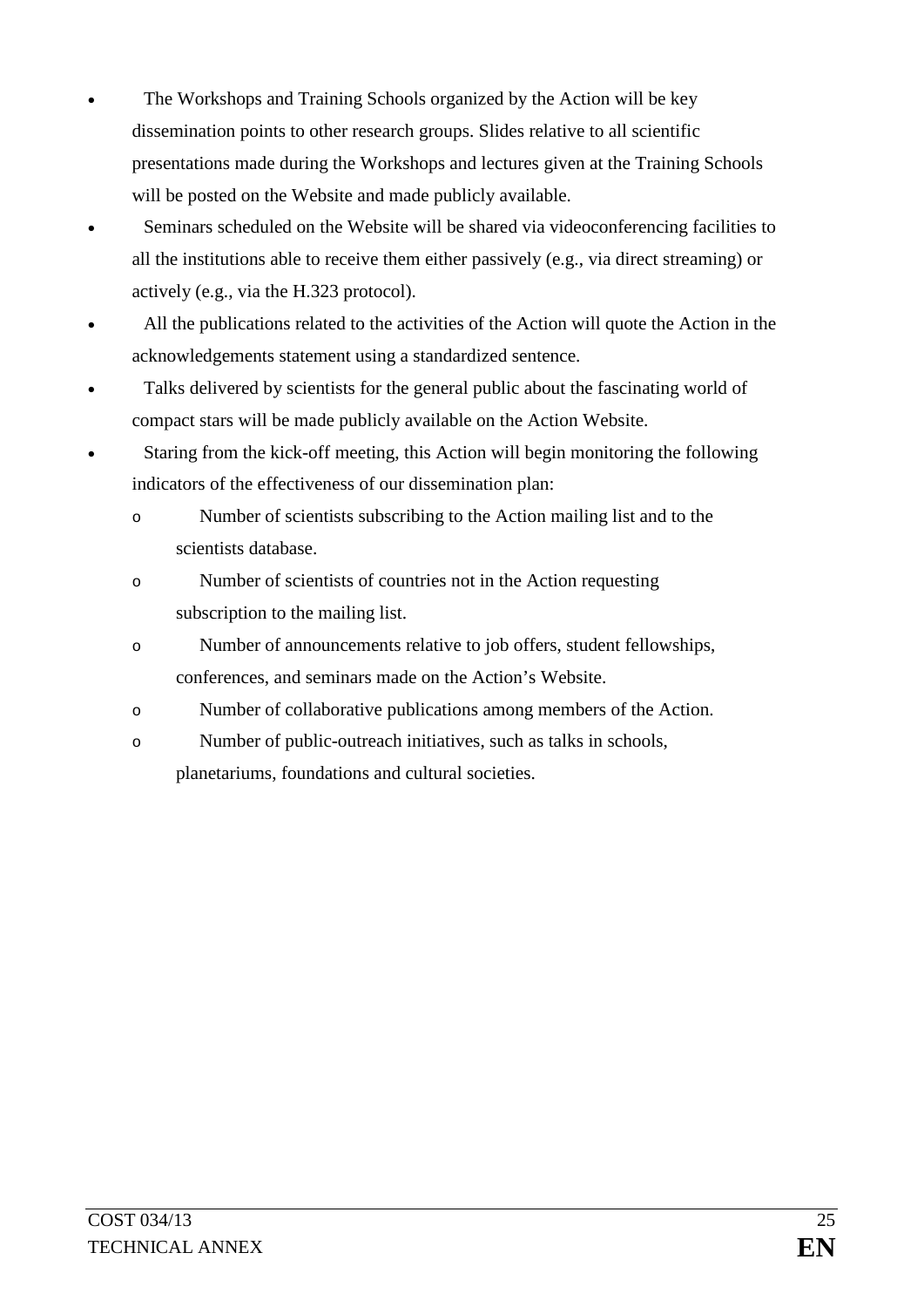- The Workshops and Training Schools organized by the Action will be key dissemination points to other research groups. Slides relative to all scientific presentations made during the Workshops and lectures given at the Training Schools will be posted on the Website and made publicly available.
- Seminars scheduled on the Website will be shared via videoconferencing facilities to all the institutions able to receive them either passively (e.g., via direct streaming) or actively (e.g., via the H.323 protocol).
- All the publications related to the activities of the Action will quote the Action in the acknowledgements statement using a standardized sentence.
- Talks delivered by scientists for the general public about the fascinating world of compact stars will be made publicly available on the Action Website.
- Staring from the kick-off meeting, this Action will begin monitoring the following indicators of the effectiveness of our dissemination plan:
    - Number of scientists subscribing to the Action mailing list and to the scientists database.
    - Number of scientists of countries not in the Action requesting subscription to the mailing list.
    - Number of announcements relative to job offers, student fellowships, conferences, and seminars made on the Action's Website.
    - Number of collaborative publications among members of the Action.
    - Number of public-outreach initiatives, such as talks in schools, planetariums, foundations and cultural societies.